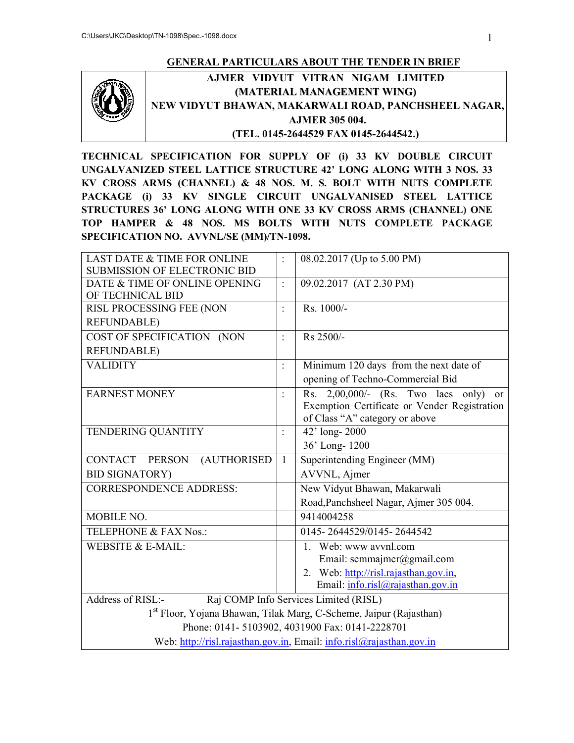## GENERAL PARTICULARS ABOUT THE TENDER IN BRIEF

**AJMER VIDYUT VITRAN NIGAM LIMITED**
**(MATERIAL MANAGEMENT WING)**
**NEW VIDYUT BHAWAN, MAKARWALI ROAD, PANCHSHEEL NAGAR, AJMER 305 004.**
**(TEL. 0145-2644529 FAX 0145-2644542.)**

**TECHNICAL SPECIFICATION FOR SUPPLY OF (i) 33 KV DOUBLE CIRCUIT UNGALVANIZED STEEL LATTICE STRUCTURE 42' LONG ALONG WITH 3 NOS. 33 KV CROSS ARMS (CHANNEL) & 48 NOS. M. S. BOLT WITH NUTS COMPLETE PACKAGE (i) 33 KV SINGLE CIRCUIT UNGALVANISED STEEL LATTICE STRUCTURES 36' LONG ALONG WITH ONE 33 KV CROSS ARMS (CHANNEL) ONE TOP HAMPER & 48 NOS. MS BOLTS WITH NUTS COMPLETE PACKAGE SPECIFICATION NO. AVVNL/SE (MM)/TN-1098.**

| | | |
|---|---|---|
| LAST DATE & TIME FOR ONLINE SUBMISSION OF ELECTRONIC BID | : | 08.02.2017 (Up to 5.00 PM) |
| DATE & TIME OF ONLINE OPENING OF TECHNICAL BID | : | 09.02.2017 (AT 2.30 PM) |
| RISL PROCESSING FEE (NON REFUNDABLE) | : | Rs. 1000/- |
| COST OF SPECIFICATION (NON REFUNDABLE) | : | Rs 2500/- |
| VALIDITY | : | Minimum 120 days from the next date of opening of Techno-Commercial Bid |
| EARNEST MONEY | : | Rs. 2,00,000/- (Rs. Two lacs only) or Exemption Certificate or Vender Registration of Class "A" category or above |
| TENDERING QUANTITY | : | 42' long- 2000<br>36' Long- 1200 |
| CONTACT PERSON (AUTHORISED BID SIGNATORY) | 1 | Superintending Engineer (MM)<br>AVVNL, Ajmer |
| CORRESPONDENCE ADDRESS: | | New Vidyut Bhawan, Makarwali Road,Panchsheel Nagar, Ajmer 305 004. |
| MOBILE NO. | | 9414004258 |
| TELEPHONE & FAX Nos.: | | 0145- 2644529/0145- 2644542 |
| WEBSITE & E-MAIL: | | 1. Web: www avvnl.com<br>Email: semmajmer@gmail.com<br>2. Web: http://risl.rajasthan.gov.in,<br>Email: info.risl@rajasthan.gov.in |

Address of RISL:- Raj COMP Info Services Limited (RISL)
1st Floor, Yojana Bhawan, Tilak Marg, C-Scheme, Jaipur (Rajasthan)
Phone: 0141- 5103902, 4031900 Fax: 0141-2228701
Web: http://risl.rajasthan.gov.in, Email: info.risl@rajasthan.gov.in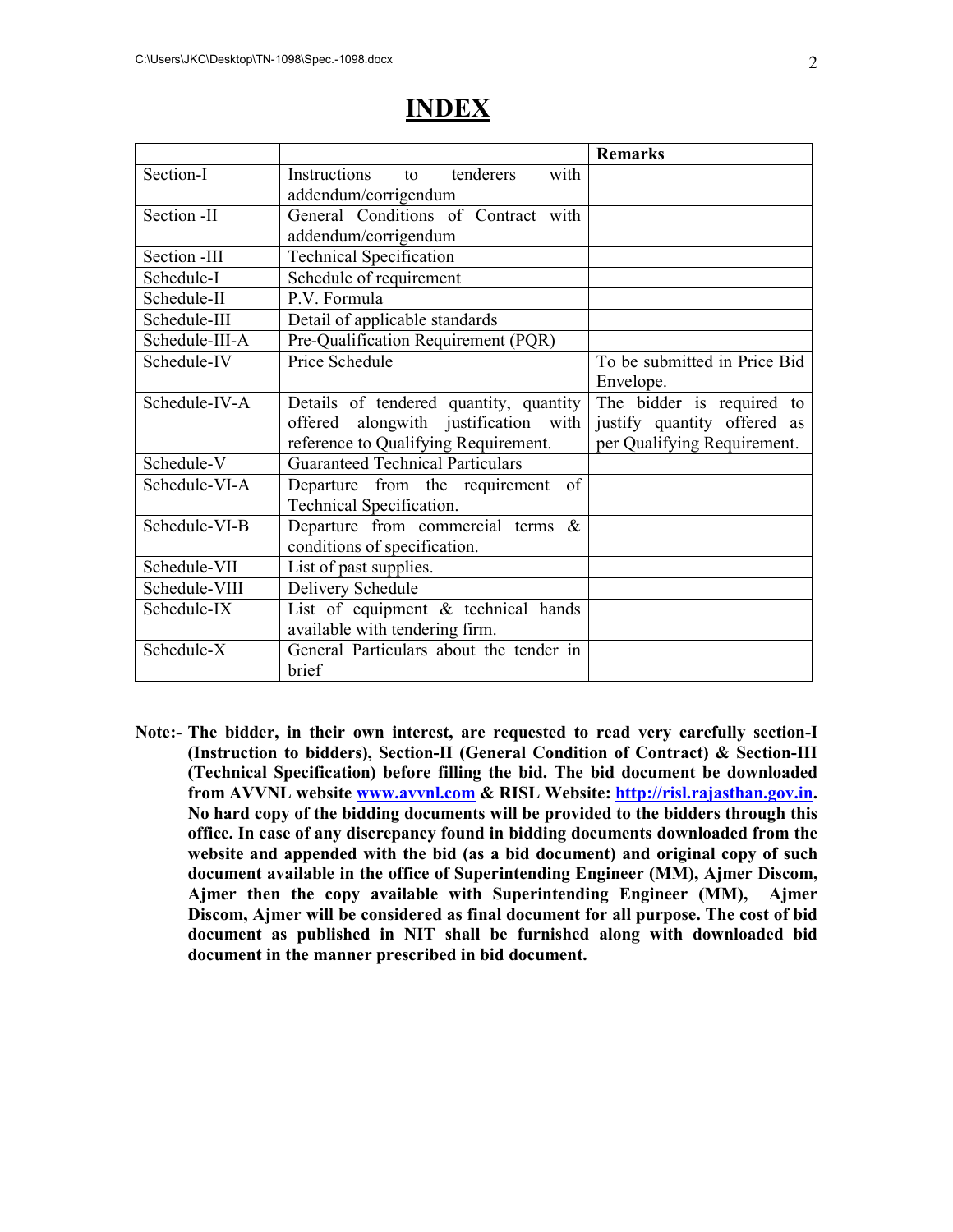# INDEX

| | | Remarks |
|---|---|---|
| Section-I | Instructions to tenderers with addendum/corrigendum | |
| Section -II | General Conditions of Contract with addendum/corrigendum | |
| Section -III | Technical Specification | |
| Schedule-I | Schedule of requirement | |
| Schedule-II | P.V. Formula | |
| Schedule-III | Detail of applicable standards | |
| Schedule-III-A | Pre-Qualification Requirement (PQR) | |
| Schedule-IV | Price Schedule | To be submitted in Price Bid Envelope. |
| Schedule-IV-A | Details of tendered quantity, quantity offered alongwith justification with reference to Qualifying Requirement. | The bidder is required to justify quantity offered as per Qualifying Requirement. |
| Schedule-V | Guaranteed Technical Particulars | |
| Schedule-VI-A | Departure from the requirement of Technical Specification. | |
| Schedule-VI-B | Departure from commercial terms & conditions of specification. | |
| Schedule-VII | List of past supplies. | |
| Schedule-VIII | Delivery Schedule | |
| Schedule-IX | List of equipment & technical hands available with tendering firm. | |
| Schedule-X | General Particulars about the tender in brief | |

**Note:- The bidder, in their own interest, are requested to read very carefully section-I (Instruction to bidders), Section-II (General Condition of Contract) & Section-III (Technical Specification) before filling the bid. The bid document be downloaded from AVVNL website [www.avvnl.com](www.avvnl.com) & RISL Website: [http://risl.rajasthan.gov.in](http://risl.rajasthan.gov.in). No hard copy of the bidding documents will be provided to the bidders through this office. In case of any discrepancy found in bidding documents downloaded from the website and appended with the bid (as a bid document) and original copy of such document available in the office of Superintending Engineer (MM), Ajmer Discom, Ajmer then the copy available with Superintending Engineer (MM), Ajmer Discom, Ajmer will be considered as final document for all purpose. The cost of bid document as published in NIT shall be furnished along with downloaded bid document in the manner prescribed in bid document.**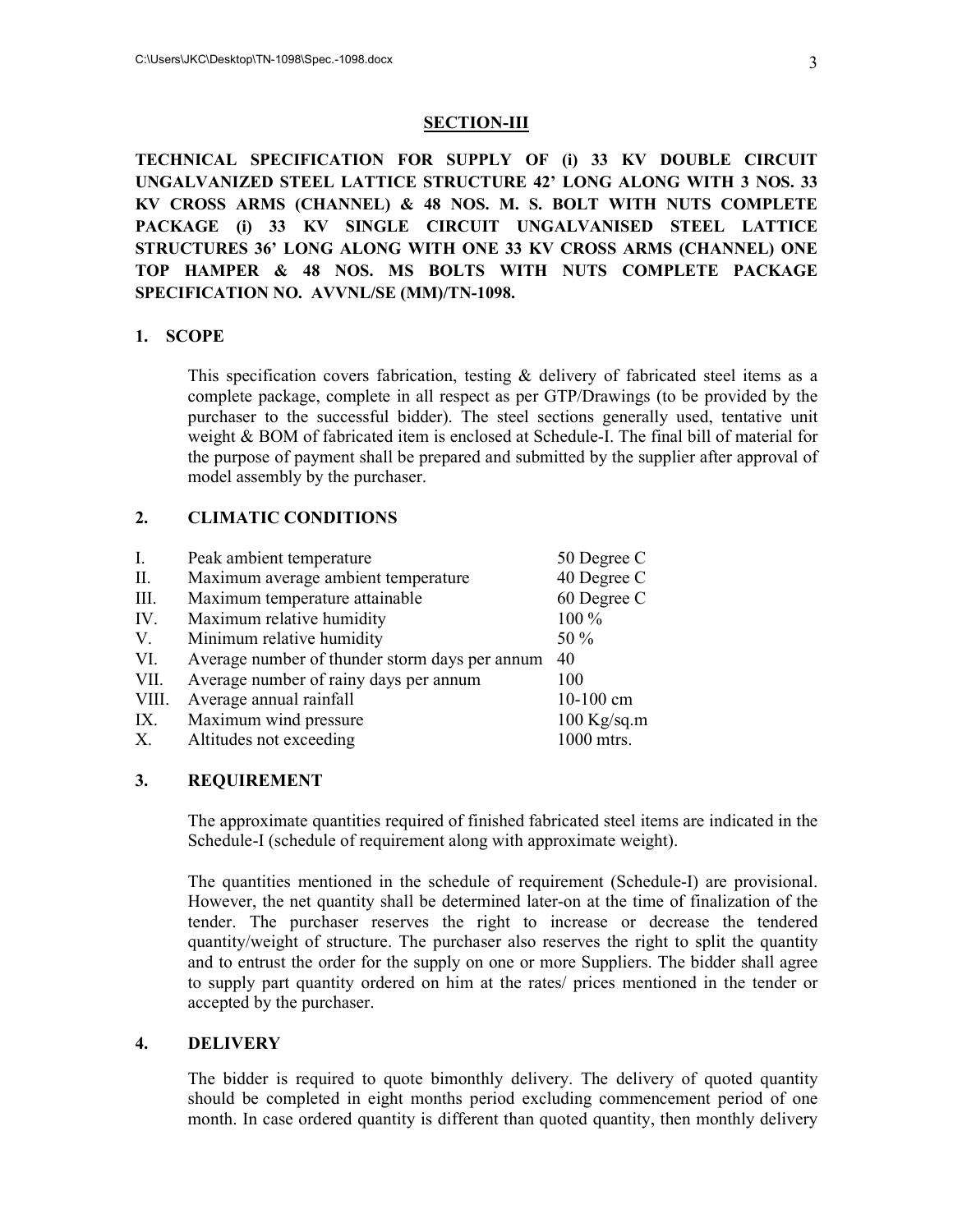## SECTION-III

**TECHNICAL SPECIFICATION FOR SUPPLY OF (i) 33 KV DOUBLE CIRCUIT UNGALVANIZED STEEL LATTICE STRUCTURE 42' LONG ALONG WITH 3 NOS. 33 KV CROSS ARMS (CHANNEL) & 48 NOS. M. S. BOLT WITH NUTS COMPLETE PACKAGE (i) 33 KV SINGLE CIRCUIT UNGALVANISED STEEL LATTICE STRUCTURES 36' LONG ALONG WITH ONE 33 KV CROSS ARMS (CHANNEL) ONE TOP HAMPER & 48 NOS. MS BOLTS WITH NUTS COMPLETE PACKAGE SPECIFICATION NO. AVVNL/SE (MM)/TN-1098.**

### 1. SCOPE

This specification covers fabrication, testing & delivery of fabricated steel items as a complete package, complete in all respect as per GTP/Drawings (to be provided by the purchaser to the successful bidder). The steel sections generally used, tentative unit weight & BOM of fabricated item is enclosed at Schedule-I. The final bill of material for the purpose of payment shall be prepared and submitted by the supplier after approval of model assembly by the purchaser.

### 2. CLIMATIC CONDITIONS

| | | |
|---|---|---|
| I. | Peak ambient temperature | 50 Degree C |
| II. | Maximum average ambient temperature | 40 Degree C |
| III. | Maximum temperature attainable | 60 Degree C |
| IV. | Maximum relative humidity | 100 % |
| V. | Minimum relative humidity | 50 % |
| VI. | Average number of thunder storm days per annum | 40 |
| VII. | Average number of rainy days per annum | 100 |
| VIII. | Average annual rainfall | 10-100 cm |
| IX. | Maximum wind pressure | 100 Kg/sq.m |
| X. | Altitudes not exceeding | 1000 mtrs. |

### 3. REQUIREMENT

The approximate quantities required of finished fabricated steel items are indicated in the Schedule-I (schedule of requirement along with approximate weight).

The quantities mentioned in the schedule of requirement (Schedule-I) are provisional. However, the net quantity shall be determined later-on at the time of finalization of the tender. The purchaser reserves the right to increase or decrease the tendered quantity/weight of structure. The purchaser also reserves the right to split the quantity and to entrust the order for the supply on one or more Suppliers. The bidder shall agree to supply part quantity ordered on him at the rates/ prices mentioned in the tender or accepted by the purchaser.

### 4. DELIVERY

The bidder is required to quote bimonthly delivery. The delivery of quoted quantity should be completed in eight months period excluding commencement period of one month. In case ordered quantity is different than quoted quantity, then monthly delivery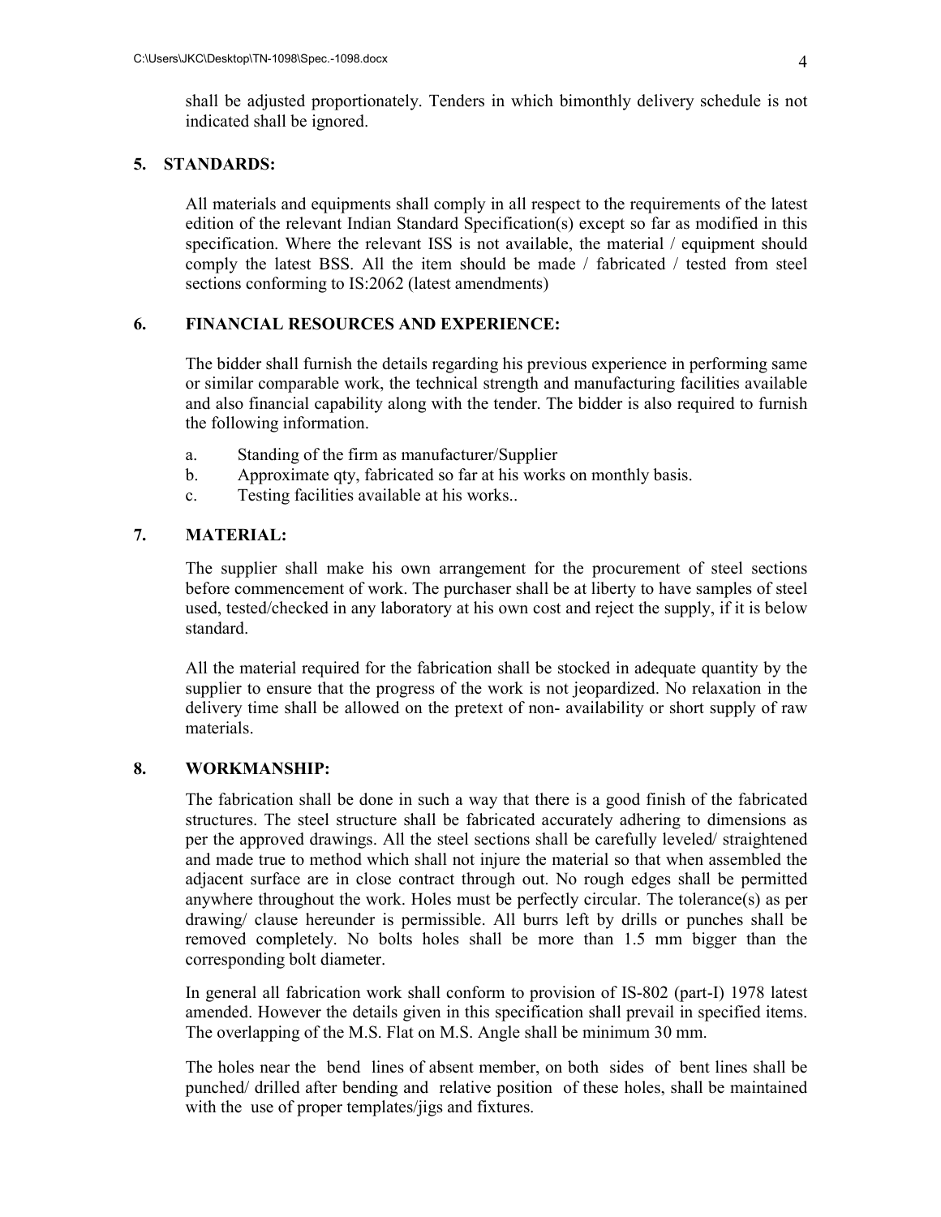shall be adjusted proportionately. Tenders in which bimonthly delivery schedule is not indicated shall be ignored.

## 5. STANDARDS:

All materials and equipments shall comply in all respect to the requirements of the latest edition of the relevant Indian Standard Specification(s) except so far as modified in this specification. Where the relevant ISS is not available, the material / equipment should comply the latest BSS. All the item should be made / fabricated / tested from steel sections conforming to IS:2062 (latest amendments)

## 6. FINANCIAL RESOURCES AND EXPERIENCE:

The bidder shall furnish the details regarding his previous experience in performing same or similar comparable work, the technical strength and manufacturing facilities available and also financial capability along with the tender. The bidder is also required to furnish the following information.

a. Standing of the firm as manufacturer/Supplier
b. Approximate qty, fabricated so far at his works on monthly basis.
c. Testing facilities available at his works..

## 7. MATERIAL:

The supplier shall make his own arrangement for the procurement of steel sections before commencement of work. The purchaser shall be at liberty to have samples of steel used, tested/checked in any laboratory at his own cost and reject the supply, if it is below standard.

All the material required for the fabrication shall be stocked in adequate quantity by the supplier to ensure that the progress of the work is not jeopardized. No relaxation in the delivery time shall be allowed on the pretext of non- availability or short supply of raw materials.

## 8. WORKMANSHIP:

The fabrication shall be done in such a way that there is a good finish of the fabricated structures. The steel structure shall be fabricated accurately adhering to dimensions as per the approved drawings. All the steel sections shall be carefully leveled/ straightened and made true to method which shall not injure the material so that when assembled the adjacent surface are in close contract through out. No rough edges shall be permitted anywhere throughout the work. Holes must be perfectly circular. The tolerance(s) as per drawing/ clause hereunder is permissible. All burrs left by drills or punches shall be removed completely. No bolts holes shall be more than 1.5 mm bigger than the corresponding bolt diameter.

In general all fabrication work shall conform to provision of IS-802 (part-I) 1978 latest amended. However the details given in this specification shall prevail in specified items. The overlapping of the M.S. Flat on M.S. Angle shall be minimum 30 mm.

The holes near the bend lines of absent member, on both sides of bent lines shall be punched/ drilled after bending and relative position of these holes, shall be maintained with the use of proper templates/jigs and fixtures.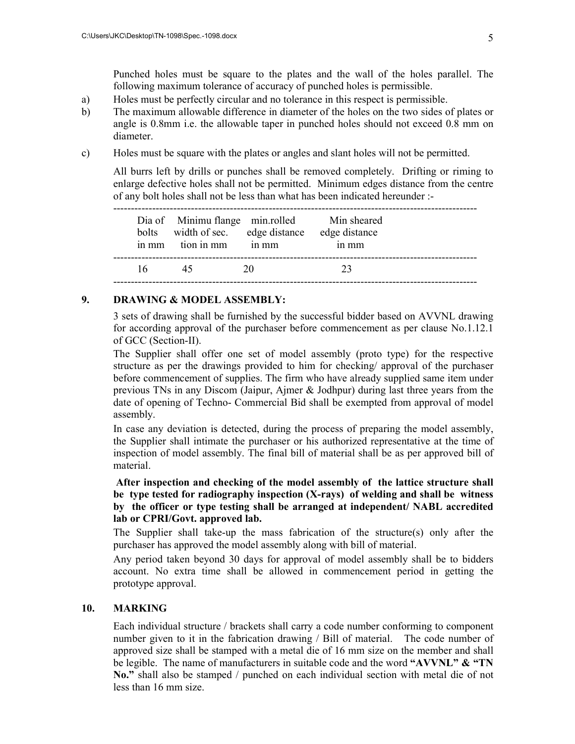Punched holes must be square to the plates and the wall of the holes parallel. The following maximum tolerance of accuracy of punched holes is permissible.

a) Holes must be perfectly circular and no tolerance in this respect is permissible.

b) The maximum allowable difference in diameter of the holes on the two sides of plates or angle is 0.8mm i.e. the allowable taper in punched holes should not exceed 0.8 mm on diameter.

c) Holes must be square with the plates or angles and slant holes will not be permitted.

All burrs left by drills or punches shall be removed completely. Drifting or riming to enlarge defective holes shall not be permitted. Minimum edges distance from the centre of any bolt holes shall not be less than what has been indicated hereunder :-

| Dia of bolts in mm | Minimu flange width of sec. tion in mm | min.rolled edge distance in mm | Min sheared edge distance in mm |
|---|---|---|---|
| 16 | 45 | 20 | 23 |

## 9. DRAWING & MODEL ASSEMBLY:

3 sets of drawing shall be furnished by the successful bidder based on AVVNL drawing for according approval of the purchaser before commencement as per clause No.1.12.1 of GCC (Section-II).

The Supplier shall offer one set of model assembly (proto type) for the respective structure as per the drawings provided to him for checking/ approval of the purchaser before commencement of supplies. The firm who have already supplied same item under previous TNs in any Discom (Jaipur, Ajmer & Jodhpur) during last three years from the date of opening of Techno- Commercial Bid shall be exempted from approval of model assembly.

In case any deviation is detected, during the process of preparing the model assembly, the Supplier shall intimate the purchaser or his authorized representative at the time of inspection of model assembly. The final bill of material shall be as per approved bill of material.

**After inspection and checking of the model assembly of the lattice structure shall be type tested for radiography inspection (X-rays) of welding and shall be witness by the officer or type testing shall be arranged at independent/ NABL accredited lab or CPRI/Govt. approved lab.**

The Supplier shall take-up the mass fabrication of the structure(s) only after the purchaser has approved the model assembly along with bill of material.

Any period taken beyond 30 days for approval of model assembly shall be to bidders account. No extra time shall be allowed in commencement period in getting the prototype approval.

## 10. MARKING

Each individual structure / brackets shall carry a code number conforming to component number given to it in the fabrication drawing / Bill of material. The code number of approved size shall be stamped with a metal die of 16 mm size on the member and shall be legible. The name of manufacturers in suitable code and the word **"AVVNL" & "TN No."** shall also be stamped / punched on each individual section with metal die of not less than 16 mm size.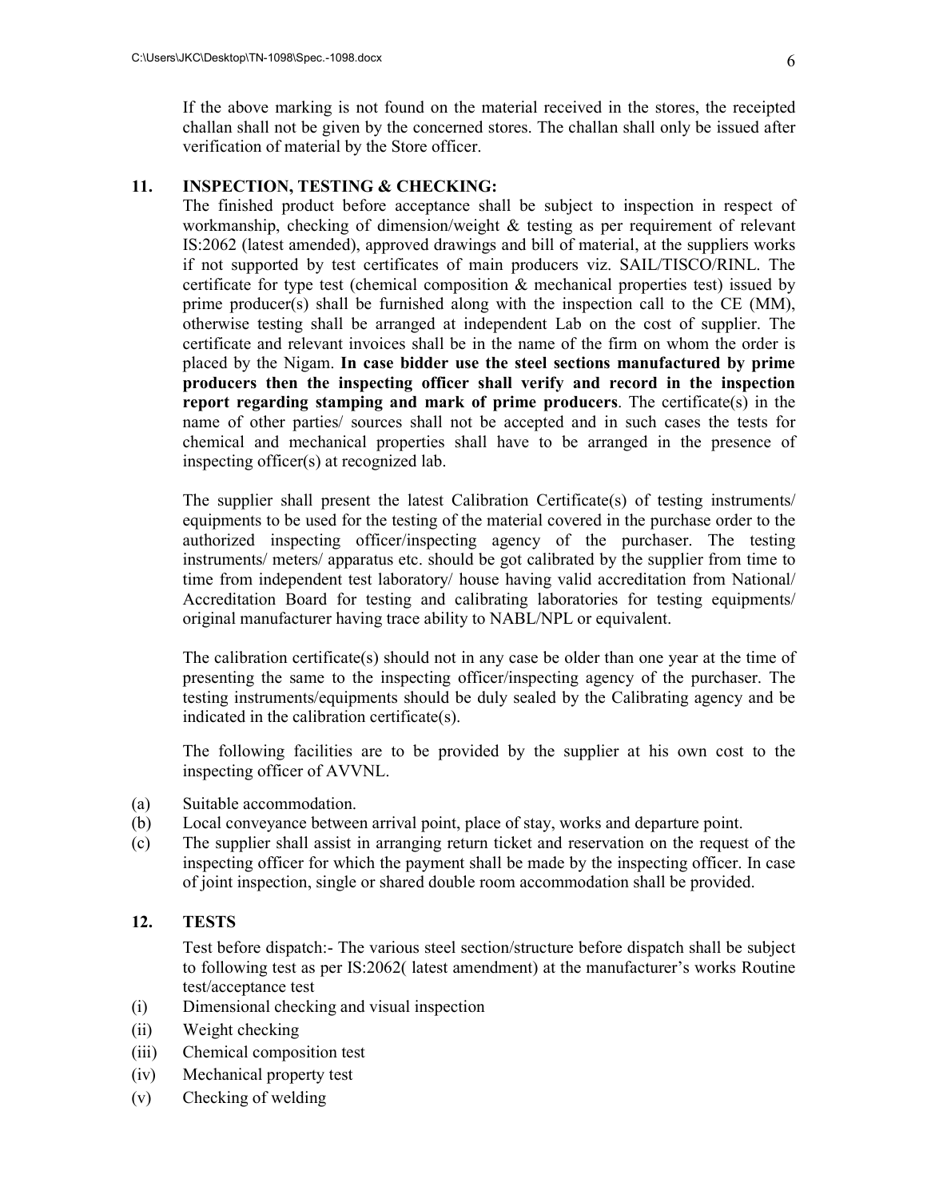If the above marking is not found on the material received in the stores, the receipted challan shall not be given by the concerned stores. The challan shall only be issued after verification of material by the Store officer.

## 11. INSPECTION, TESTING & CHECKING:

The finished product before acceptance shall be subject to inspection in respect of workmanship, checking of dimension/weight & testing as per requirement of relevant IS:2062 (latest amended), approved drawings and bill of material, at the suppliers works if not supported by test certificates of main producers viz. SAIL/TISCO/RINL. The certificate for type test (chemical composition & mechanical properties test) issued by prime producer(s) shall be furnished along with the inspection call to the CE (MM), otherwise testing shall be arranged at independent Lab on the cost of supplier. The certificate and relevant invoices shall be in the name of the firm on whom the order is placed by the Nigam. **In case bidder use the steel sections manufactured by prime producers then the inspecting officer shall verify and record in the inspection report regarding stamping and mark of prime producers**. The certificate(s) in the name of other parties/ sources shall not be accepted and in such cases the tests for chemical and mechanical properties shall have to be arranged in the presence of inspecting officer(s) at recognized lab.

The supplier shall present the latest Calibration Certificate(s) of testing instruments/ equipments to be used for the testing of the material covered in the purchase order to the authorized inspecting officer/inspecting agency of the purchaser. The testing instruments/ meters/ apparatus etc. should be got calibrated by the supplier from time to time from independent test laboratory/ house having valid accreditation from National/ Accreditation Board for testing and calibrating laboratories for testing equipments/ original manufacturer having trace ability to NABL/NPL or equivalent.

The calibration certificate(s) should not in any case be older than one year at the time of presenting the same to the inspecting officer/inspecting agency of the purchaser. The testing instruments/equipments should be duly sealed by the Calibrating agency and be indicated in the calibration certificate(s).

The following facilities are to be provided by the supplier at his own cost to the inspecting officer of AVVNL.

(a) Suitable accommodation.
(b) Local conveyance between arrival point, place of stay, works and departure point.
(c) The supplier shall assist in arranging return ticket and reservation on the request of the inspecting officer for which the payment shall be made by the inspecting officer. In case of joint inspection, single or shared double room accommodation shall be provided.

## 12. TESTS

Test before dispatch:- The various steel section/structure before dispatch shall be subject to following test as per IS:2062( latest amendment) at the manufacturer's works Routine test/acceptance test

(i) Dimensional checking and visual inspection
(ii) Weight checking
(iii) Chemical composition test
(iv) Mechanical property test
(v) Checking of welding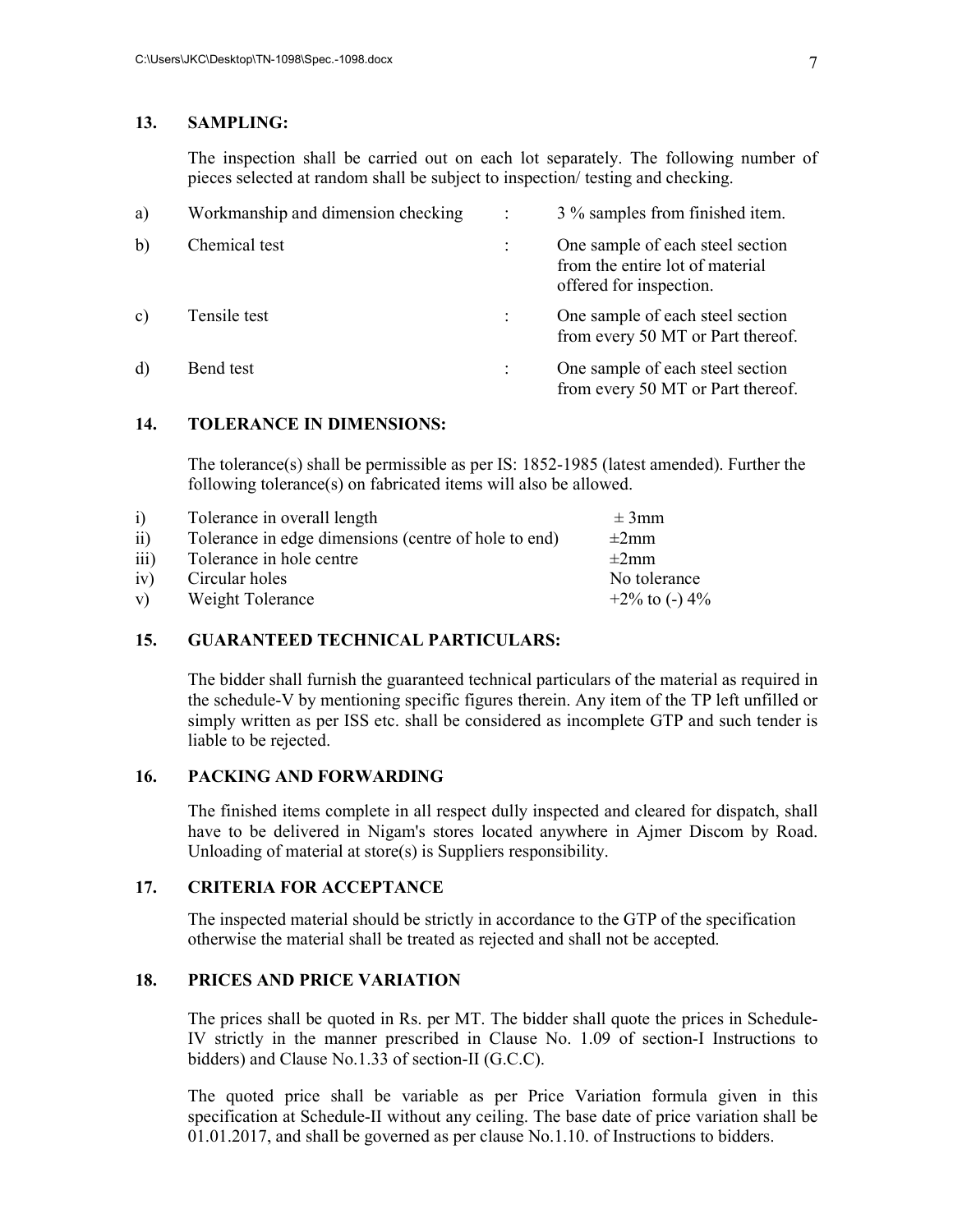## 13. SAMPLING:

The inspection shall be carried out on each lot separately. The following number of pieces selected at random shall be subject to inspection/ testing and checking.

| | | | |
|---|---|---|---|
| a) | Workmanship and dimension checking | : | 3 % samples from finished item. |
| b) | Chemical test | : | One sample of each steel section from the entire lot of material offered for inspection. |
| c) | Tensile test | : | One sample of each steel section from every 50 MT or Part thereof. |
| d) | Bend test | : | One sample of each steel section from every 50 MT or Part thereof. |

## 14. TOLERANCE IN DIMENSIONS:

The tolerance(s) shall be permissible as per IS: 1852-1985 (latest amended). Further the following tolerance(s) on fabricated items will also be allowed.

| | | |
|---|---|---|
| i) | Tolerance in overall length | ± 3mm |
| ii) | Tolerance in edge dimensions (centre of hole to end) | ±2mm |
| iii) | Tolerance in hole centre | ±2mm |
| iv) | Circular holes | No tolerance |
| v) | Weight Tolerance | +2% to (-) 4% |

## 15. GUARANTEED TECHNICAL PARTICULARS:

The bidder shall furnish the guaranteed technical particulars of the material as required in the schedule-V by mentioning specific figures therein. Any item of the TP left unfilled or simply written as per ISS etc. shall be considered as incomplete GTP and such tender is liable to be rejected.

## 16. PACKING AND FORWARDING

The finished items complete in all respect dully inspected and cleared for dispatch, shall have to be delivered in Nigam's stores located anywhere in Ajmer Discom by Road. Unloading of material at store(s) is Suppliers responsibility.

## 17. CRITERIA FOR ACCEPTANCE

The inspected material should be strictly in accordance to the GTP of the specification otherwise the material shall be treated as rejected and shall not be accepted.

## 18. PRICES AND PRICE VARIATION

The prices shall be quoted in Rs. per MT. The bidder shall quote the prices in Schedule-IV strictly in the manner prescribed in Clause No. 1.09 of section-I Instructions to bidders) and Clause No.1.33 of section-II (G.C.C).

The quoted price shall be variable as per Price Variation formula given in this specification at Schedule-II without any ceiling. The base date of price variation shall be 01.01.2017, and shall be governed as per clause No.1.10. of Instructions to bidders.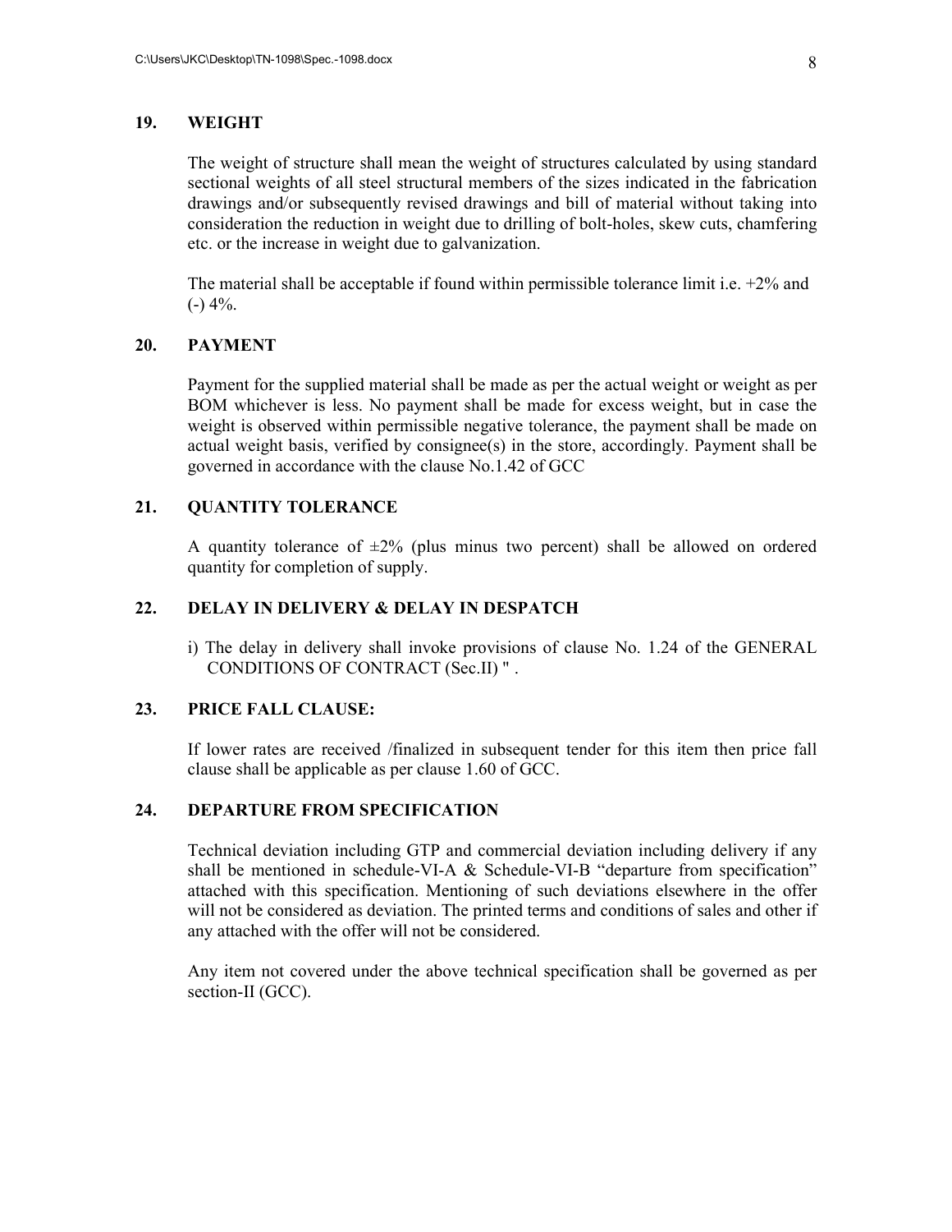## 19. WEIGHT

The weight of structure shall mean the weight of structures calculated by using standard sectional weights of all steel structural members of the sizes indicated in the fabrication drawings and/or subsequently revised drawings and bill of material without taking into consideration the reduction in weight due to drilling of bolt-holes, skew cuts, chamfering etc. or the increase in weight due to galvanization.

The material shall be acceptable if found within permissible tolerance limit i.e. +2% and (-) 4%.

## 20. PAYMENT

Payment for the supplied material shall be made as per the actual weight or weight as per BOM whichever is less. No payment shall be made for excess weight, but in case the weight is observed within permissible negative tolerance, the payment shall be made on actual weight basis, verified by consignee(s) in the store, accordingly. Payment shall be governed in accordance with the clause No.1.42 of GCC

## 21. QUANTITY TOLERANCE

A quantity tolerance of ±2% (plus minus two percent) shall be allowed on ordered quantity for completion of supply.

## 22. DELAY IN DELIVERY & DELAY IN DESPATCH

i) The delay in delivery shall invoke provisions of clause No. 1.24 of the GENERAL CONDITIONS OF CONTRACT (Sec.II) " .

## 23. PRICE FALL CLAUSE:

If lower rates are received /finalized in subsequent tender for this item then price fall clause shall be applicable as per clause 1.60 of GCC.

## 24. DEPARTURE FROM SPECIFICATION

Technical deviation including GTP and commercial deviation including delivery if any shall be mentioned in schedule-VI-A & Schedule-VI-B "departure from specification" attached with this specification. Mentioning of such deviations elsewhere in the offer will not be considered as deviation. The printed terms and conditions of sales and other if any attached with the offer will not be considered.

Any item not covered under the above technical specification shall be governed as per section-II (GCC).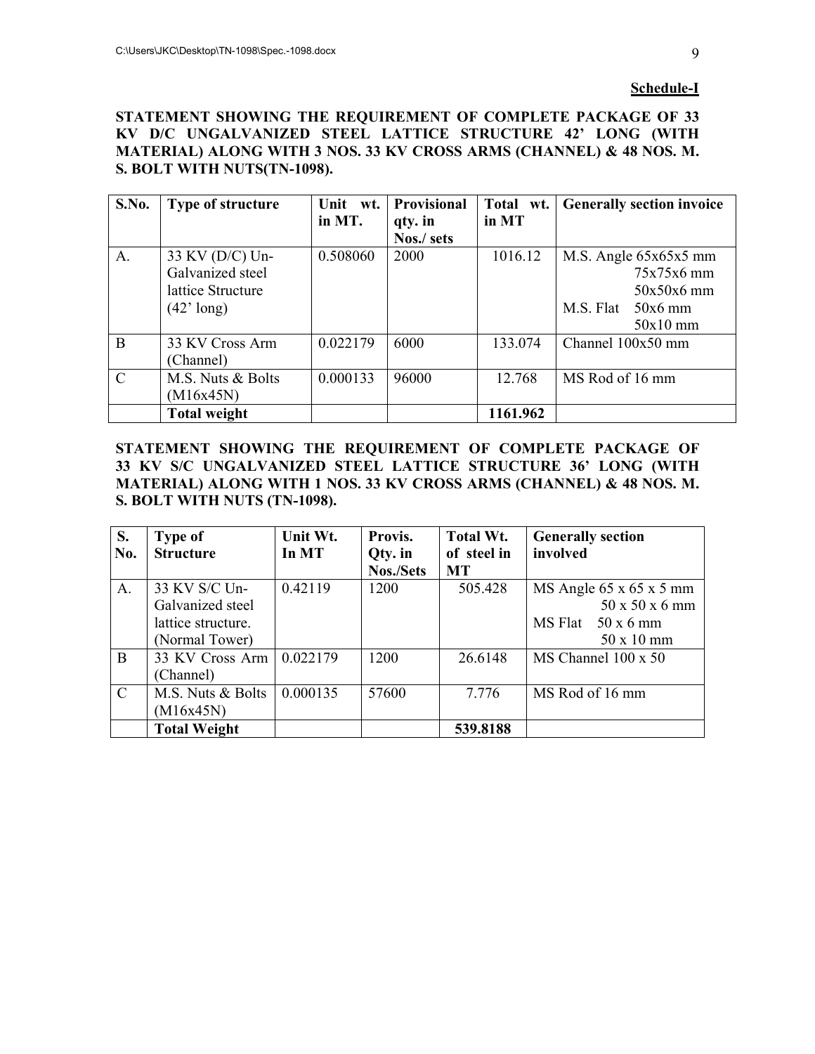**Schedule-I**

**STATEMENT SHOWING THE REQUIREMENT OF COMPLETE PACKAGE OF 33 KV D/C UNGALVANIZED STEEL LATTICE STRUCTURE 42' LONG (WITH MATERIAL) ALONG WITH 3 NOS. 33 KV CROSS ARMS (CHANNEL) & 48 NOS. M. S. BOLT WITH NUTS(TN-1098).**

| S.No. | Type of structure | Unit wt. in MT. | Provisional qty. in Nos./ sets | Total wt. in MT | Generally section invoice |
|---|---|---|---|---|---|
| A. | 33 KV (D/C) Un-Galvanized steel lattice Structure (42' long) | 0.508060 | 2000 | 1016.12 | M.S. Angle 65x65x5 mm<br>75x75x6 mm<br>50x50x6 mm<br>M.S. Flat 50x6 mm<br>50x10 mm |
| B | 33 KV Cross Arm (Channel) | 0.022179 | 6000 | 133.074 | Channel 100x50 mm |
| C | M.S. Nuts & Bolts (M16x45N) | 0.000133 | 96000 | 12.768 | MS Rod of 16 mm |
| | **Total weight** | | | **1161.962** | |

**STATEMENT SHOWING THE REQUIREMENT OF COMPLETE PACKAGE OF 33 KV S/C UNGALVANIZED STEEL LATTICE STRUCTURE 36' LONG (WITH MATERIAL) ALONG WITH 1 NOS. 33 KV CROSS ARMS (CHANNEL) & 48 NOS. M. S. BOLT WITH NUTS (TN-1098).**

| S. No. | Type of Structure | Unit Wt. In MT | Provis. Qty. in Nos./Sets | Total Wt. of steel in MT | Generally section involved |
|---|---|---|---|---|---|
| A. | 33 KV S/C Un-Galvanized steel lattice structure. (Normal Tower) | 0.42119 | 1200 | 505.428 | MS Angle 65 x 65 x 5 mm<br>50 x 50 x 6 mm<br>MS Flat 50 x 6 mm<br>50 x 10 mm |
| B | 33 KV Cross Arm (Channel) | 0.022179 | 1200 | 26.6148 | MS Channel 100 x 50 |
| C | M.S. Nuts & Bolts (M16x45N) | 0.000135 | 57600 | 7.776 | MS Rod of 16 mm |
| | **Total Weight** | | | **539.8188** | |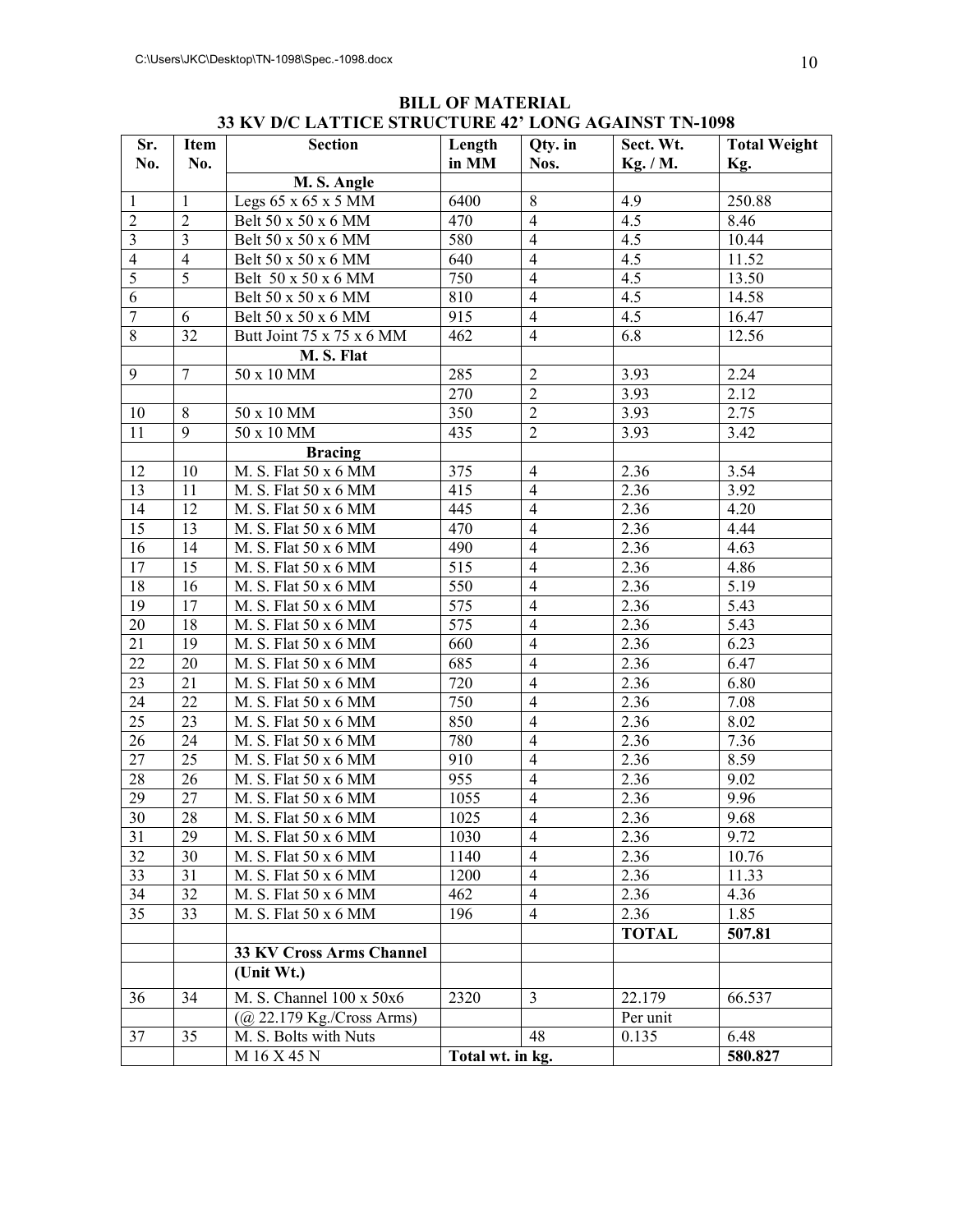**BILL OF MATERIAL**

**33 KV D/C LATTICE STRUCTURE 42' LONG AGAINST TN-1098**

| Sr. No. | Item No. | Section | Length in MM | Qty. in Nos. | Sect. Wt. Kg. / M. | Total Weight Kg. |
|---|---|---|---|---|---|---|
| | | **M. S. Angle** | | | | |
| 1 | 1 | Legs 65 x 65 x 5 MM | 6400 | 8 | 4.9 | 250.88 |
| 2 | 2 | Belt 50 x 50 x 6 MM | 470 | 4 | 4.5 | 8.46 |
| 3 | 3 | Belt 50 x 50 x 6 MM | 580 | 4 | 4.5 | 10.44 |
| 4 | 4 | Belt 50 x 50 x 6 MM | 640 | 4 | 4.5 | 11.52 |
| 5 | 5 | Belt 50 x 50 x 6 MM | 750 | 4 | 4.5 | 13.50 |
| 6 | | Belt 50 x 50 x 6 MM | 810 | 4 | 4.5 | 14.58 |
| 7 | 6 | Belt 50 x 50 x 6 MM | 915 | 4 | 4.5 | 16.47 |
| 8 | 32 | Butt Joint 75 x 75 x 6 MM | 462 | 4 | 6.8 | 12.56 |
| | | **M. S. Flat** | | | | |
| 9 | 7 | 50 x 10 MM | 285 | 2 | 3.93 | 2.24 |
| | | | 270 | 2 | 3.93 | 2.12 |
| 10 | 8 | 50 x 10 MM | 350 | 2 | 3.93 | 2.75 |
| 11 | 9 | 50 x 10 MM | 435 | 2 | 3.93 | 3.42 |
| | | **Bracing** | | | | |
| 12 | 10 | M. S. Flat 50 x 6 MM | 375 | 4 | 2.36 | 3.54 |
| 13 | 11 | M. S. Flat 50 x 6 MM | 415 | 4 | 2.36 | 3.92 |
| 14 | 12 | M. S. Flat 50 x 6 MM | 445 | 4 | 2.36 | 4.20 |
| 15 | 13 | M. S. Flat 50 x 6 MM | 470 | 4 | 2.36 | 4.44 |
| 16 | 14 | M. S. Flat 50 x 6 MM | 490 | 4 | 2.36 | 4.63 |
| 17 | 15 | M. S. Flat 50 x 6 MM | 515 | 4 | 2.36 | 4.86 |
| 18 | 16 | M. S. Flat 50 x 6 MM | 550 | 4 | 2.36 | 5.19 |
| 19 | 17 | M. S. Flat 50 x 6 MM | 575 | 4 | 2.36 | 5.43 |
| 20 | 18 | M. S. Flat 50 x 6 MM | 575 | 4 | 2.36 | 5.43 |
| 21 | 19 | M. S. Flat 50 x 6 MM | 660 | 4 | 2.36 | 6.23 |
| 22 | 20 | M. S. Flat 50 x 6 MM | 685 | 4 | 2.36 | 6.47 |
| 23 | 21 | M. S. Flat 50 x 6 MM | 720 | 4 | 2.36 | 6.80 |
| 24 | 22 | M. S. Flat 50 x 6 MM | 750 | 4 | 2.36 | 7.08 |
| 25 | 23 | M. S. Flat 50 x 6 MM | 850 | 4 | 2.36 | 8.02 |
| 26 | 24 | M. S. Flat 50 x 6 MM | 780 | 4 | 2.36 | 7.36 |
| 27 | 25 | M. S. Flat 50 x 6 MM | 910 | 4 | 2.36 | 8.59 |
| 28 | 26 | M. S. Flat 50 x 6 MM | 955 | 4 | 2.36 | 9.02 |
| 29 | 27 | M. S. Flat 50 x 6 MM | 1055 | 4 | 2.36 | 9.96 |
| 30 | 28 | M. S. Flat 50 x 6 MM | 1025 | 4 | 2.36 | 9.68 |
| 31 | 29 | M. S. Flat 50 x 6 MM | 1030 | 4 | 2.36 | 9.72 |
| 32 | 30 | M. S. Flat 50 x 6 MM | 1140 | 4 | 2.36 | 10.76 |
| 33 | 31 | M. S. Flat 50 x 6 MM | 1200 | 4 | 2.36 | 11.33 |
| 34 | 32 | M. S. Flat 50 x 6 MM | 462 | 4 | 2.36 | 4.36 |
| 35 | 33 | M. S. Flat 50 x 6 MM | 196 | 4 | 2.36 | 1.85 |
| | | | | | **TOTAL** | **507.81** |
| | | **33 KV Cross Arms Channel** | | | | |
| | | **(Unit Wt.)** | | | | |
| 36 | 34 | M. S. Channel 100 x 50x6 | 2320 | 3 | 22.179 | 66.537 |
| | | (@ 22.179 Kg./Cross Arms) | | | Per unit | |
| 37 | 35 | M. S. Bolts with Nuts | | 48 | 0.135 | 6.48 |
| | | M 16 X 45 N | **Total wt. in kg.** | | | **580.827** |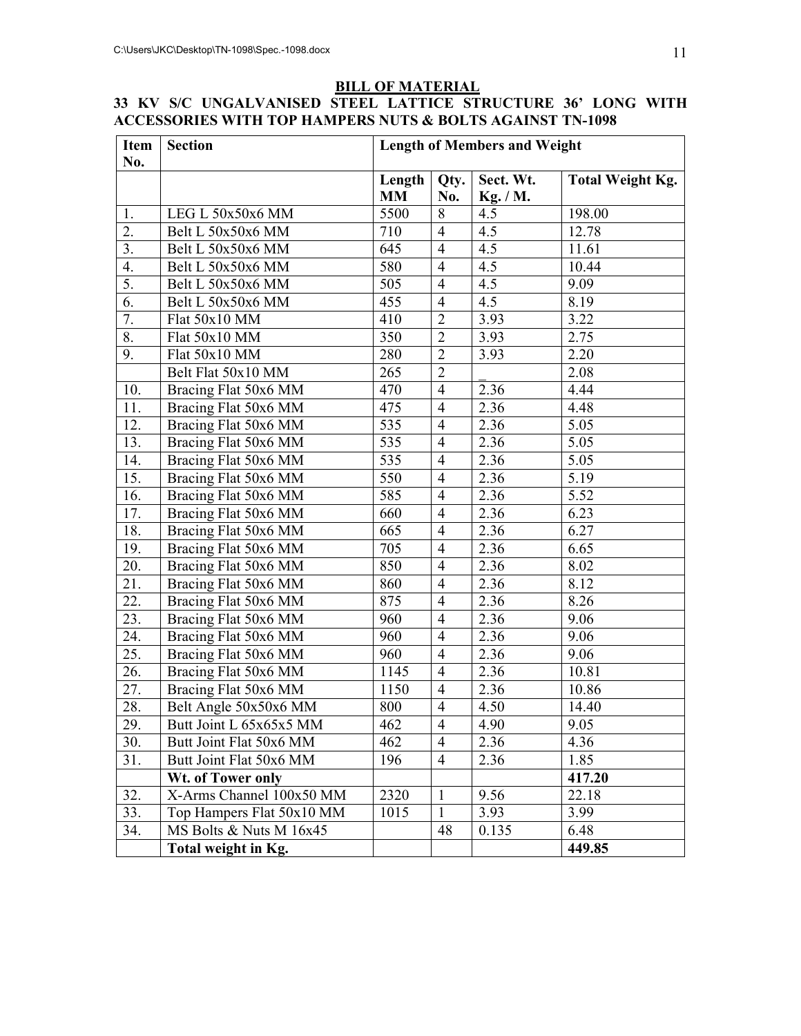## BILL OF MATERIAL

### 33 KV S/C UNGALVANISED STEEL LATTICE STRUCTURE 36' LONG WITH ACCESSORIES WITH TOP HAMPERS NUTS & BOLTS AGAINST TN-1098

| Item No. | Section | Length of Members and Weight | | | |
|---|---|---|---|---|---|
| | | Length MM | Qty. No. | Sect. Wt. Kg. / M. | Total Weight Kg. |
| 1. | LEG L 50x50x6 MM | 5500 | 8 | 4.5 | 198.00 |
| 2. | Belt L 50x50x6 MM | 710 | 4 | 4.5 | 12.78 |
| 3. | Belt L 50x50x6 MM | 645 | 4 | 4.5 | 11.61 |
| 4. | Belt L 50x50x6 MM | 580 | 4 | 4.5 | 10.44 |
| 5. | Belt L 50x50x6 MM | 505 | 4 | 4.5 | 9.09 |
| 6. | Belt L 50x50x6 MM | 455 | 4 | 4.5 | 8.19 |
| 7. | Flat 50x10 MM | 410 | 2 | 3.93 | 3.22 |
| 8. | Flat 50x10 MM | 350 | 2 | 3.93 | 2.75 |
| 9. | Flat 50x10 MM | 280 | 2 | 3.93 | 2.20 |
| | Belt Flat 50x10 MM | 265 | 2 | _ | 2.08 |
| 10. | Bracing Flat 50x6 MM | 470 | 4 | 2.36 | 4.44 |
| 11. | Bracing Flat 50x6 MM | 475 | 4 | 2.36 | 4.48 |
| 12. | Bracing Flat 50x6 MM | 535 | 4 | 2.36 | 5.05 |
| 13. | Bracing Flat 50x6 MM | 535 | 4 | 2.36 | 5.05 |
| 14. | Bracing Flat 50x6 MM | 535 | 4 | 2.36 | 5.05 |
| 15. | Bracing Flat 50x6 MM | 550 | 4 | 2.36 | 5.19 |
| 16. | Bracing Flat 50x6 MM | 585 | 4 | 2.36 | 5.52 |
| 17. | Bracing Flat 50x6 MM | 660 | 4 | 2.36 | 6.23 |
| 18. | Bracing Flat 50x6 MM | 665 | 4 | 2.36 | 6.27 |
| 19. | Bracing Flat 50x6 MM | 705 | 4 | 2.36 | 6.65 |
| 20. | Bracing Flat 50x6 MM | 850 | 4 | 2.36 | 8.02 |
| 21. | Bracing Flat 50x6 MM | 860 | 4 | 2.36 | 8.12 |
| 22. | Bracing Flat 50x6 MM | 875 | 4 | 2.36 | 8.26 |
| 23. | Bracing Flat 50x6 MM | 960 | 4 | 2.36 | 9.06 |
| 24. | Bracing Flat 50x6 MM | 960 | 4 | 2.36 | 9.06 |
| 25. | Bracing Flat 50x6 MM | 960 | 4 | 2.36 | 9.06 |
| 26. | Bracing Flat 50x6 MM | 1145 | 4 | 2.36 | 10.81 |
| 27. | Bracing Flat 50x6 MM | 1150 | 4 | 2.36 | 10.86 |
| 28. | Belt Angle 50x50x6 MM | 800 | 4 | 4.50 | 14.40 |
| 29. | Butt Joint L 65x65x5 MM | 462 | 4 | 4.90 | 9.05 |
| 30. | Butt Joint Flat 50x6 MM | 462 | 4 | 2.36 | 4.36 |
| 31. | Butt Joint Flat 50x6 MM | 196 | 4 | 2.36 | 1.85 |
| | **Wt. of Tower only** | | | | **417.20** |
| 32. | X-Arms Channel 100x50 MM | 2320 | 1 | 9.56 | 22.18 |
| 33. | Top Hampers Flat 50x10 MM | 1015 | 1 | 3.93 | 3.99 |
| 34. | MS Bolts & Nuts M 16x45 | | 48 | 0.135 | 6.48 |
| | **Total weight in Kg.** | | | | **449.85** |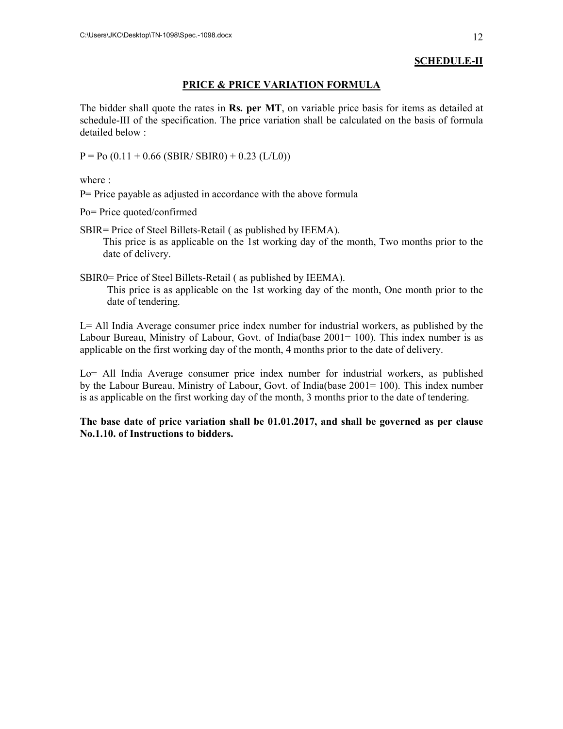## SCHEDULE-II

### PRICE & PRICE VARIATION FORMULA

The bidder shall quote the rates in **Rs. per MT**, on variable price basis for items as detailed at schedule-III of the specification. The price variation shall be calculated on the basis of formula detailed below :

$$P = Po\,(0.11 + 0.66\,(SBIR/SBIR0) + 0.23\,(L/L0))$$

where :

P= Price payable as adjusted in accordance with the above formula

Po= Price quoted/confirmed

SBIR= Price of Steel Billets-Retail ( as published by IEEMA).
This price is as applicable on the 1st working day of the month, Two months prior to the date of delivery.

SBIR0= Price of Steel Billets-Retail ( as published by IEEMA).
This price is as applicable on the 1st working day of the month, One month prior to the date of tendering.

L= All India Average consumer price index number for industrial workers, as published by the Labour Bureau, Ministry of Labour, Govt. of India(base 2001= 100). This index number is as applicable on the first working day of the month, 4 months prior to the date of delivery.

Lo= All India Average consumer price index number for industrial workers, as published by the Labour Bureau, Ministry of Labour, Govt. of India(base 2001= 100). This index number is as applicable on the first working day of the month, 3 months prior to the date of tendering.

**The base date of price variation shall be 01.01.2017, and shall be governed as per clause No.1.10. of Instructions to bidders.**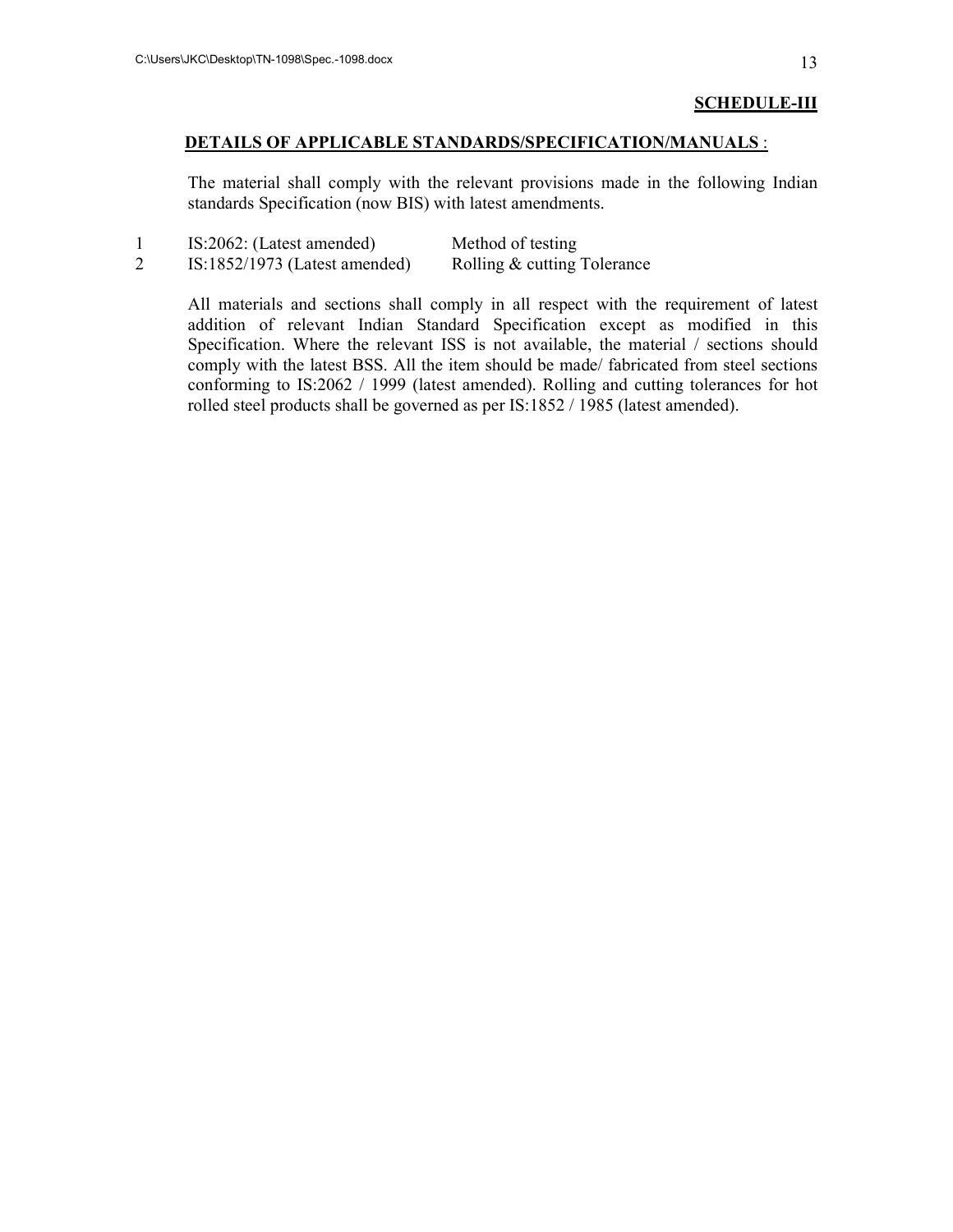**SCHEDULE-III**

**DETAILS OF APPLICABLE STANDARDS/SPECIFICATION/MANUALS** :

The material shall comply with the relevant provisions made in the following Indian standards Specification (now BIS) with latest amendments.

| | | |
|---|---|---|
| 1 | IS:2062: (Latest amended) | Method of testing |
| 2 | IS:1852/1973 (Latest amended) | Rolling & cutting Tolerance |

All materials and sections shall comply in all respect with the requirement of latest addition of relevant Indian Standard Specification except as modified in this Specification. Where the relevant ISS is not available, the material / sections should comply with the latest BSS. All the item should be made/ fabricated from steel sections conforming to IS:2062 / 1999 (latest amended). Rolling and cutting tolerances for hot rolled steel products shall be governed as per IS:1852 / 1985 (latest amended).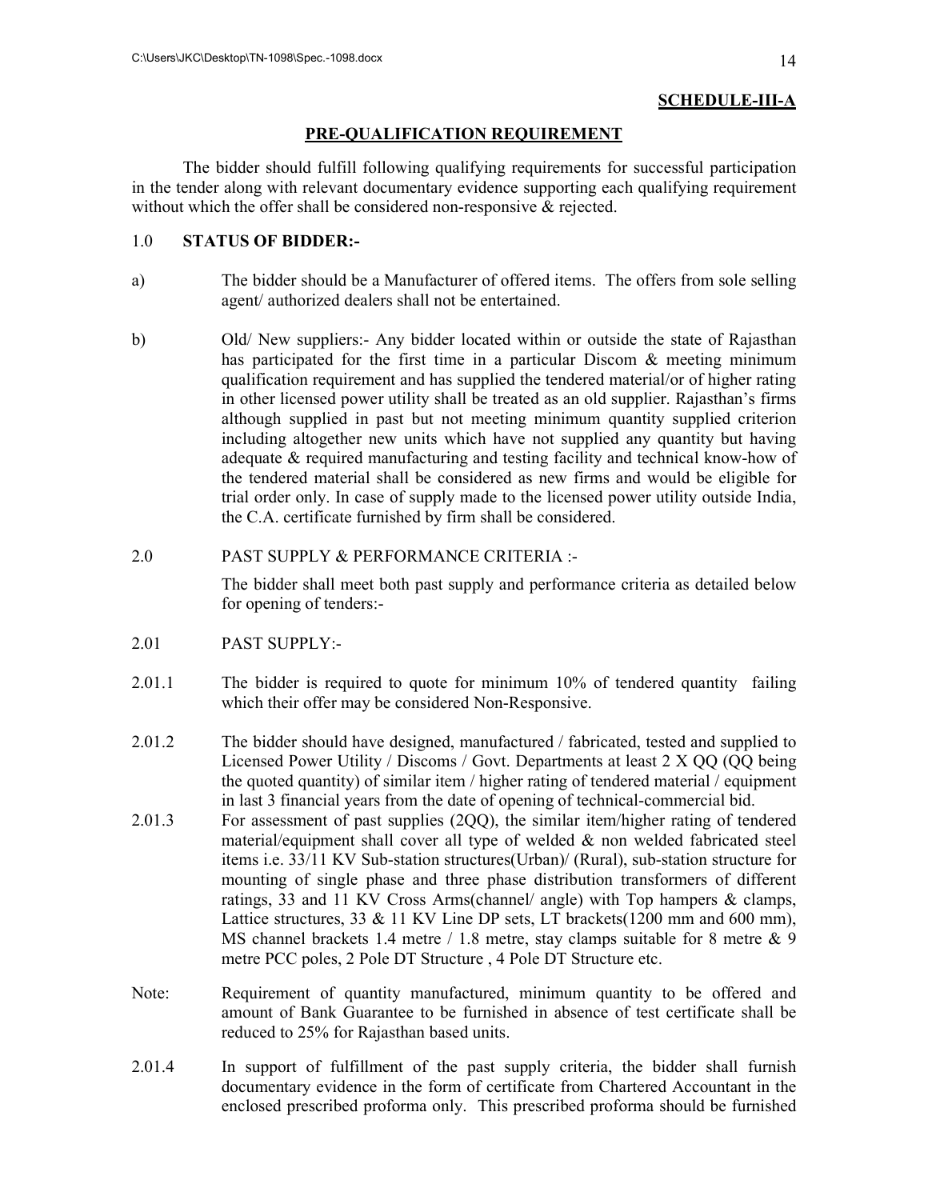**SCHEDULE-III-A**

## PRE-QUALIFICATION REQUIREMENT

The bidder should fulfill following qualifying requirements for successful participation in the tender along with relevant documentary evidence supporting each qualifying requirement without which the offer shall be considered non-responsive & rejected.

1.0 **STATUS OF BIDDER:-**

a) The bidder should be a Manufacturer of offered items. The offers from sole selling agent/ authorized dealers shall not be entertained.

b) Old/ New suppliers:- Any bidder located within or outside the state of Rajasthan has participated for the first time in a particular Discom & meeting minimum qualification requirement and has supplied the tendered material/or of higher rating in other licensed power utility shall be treated as an old supplier. Rajasthan's firms although supplied in past but not meeting minimum quantity supplied criterion including altogether new units which have not supplied any quantity but having adequate & required manufacturing and testing facility and technical know-how of the tendered material shall be considered as new firms and would be eligible for trial order only. In case of supply made to the licensed power utility outside India, the C.A. certificate furnished by firm shall be considered.

2.0 PAST SUPPLY & PERFORMANCE CRITERIA :-

The bidder shall meet both past supply and performance criteria as detailed below for opening of tenders:-

2.01 PAST SUPPLY:-

2.01.1 The bidder is required to quote for minimum 10% of tendered quantity failing which their offer may be considered Non-Responsive.

2.01.2 The bidder should have designed, manufactured / fabricated, tested and supplied to Licensed Power Utility / Discoms / Govt. Departments at least 2 X QQ (QQ being the quoted quantity) of similar item / higher rating of tendered material / equipment in last 3 financial years from the date of opening of technical-commercial bid.

2.01.3 For assessment of past supplies (2QQ), the similar item/higher rating of tendered material/equipment shall cover all type of welded & non welded fabricated steel items i.e. 33/11 KV Sub-station structures(Urban)/ (Rural), sub-station structure for mounting of single phase and three phase distribution transformers of different ratings, 33 and 11 KV Cross Arms(channel/ angle) with Top hampers & clamps, Lattice structures, 33 & 11 KV Line DP sets, LT brackets(1200 mm and 600 mm), MS channel brackets 1.4 metre / 1.8 metre, stay clamps suitable for 8 metre & 9 metre PCC poles, 2 Pole DT Structure , 4 Pole DT Structure etc.

Note: Requirement of quantity manufactured, minimum quantity to be offered and amount of Bank Guarantee to be furnished in absence of test certificate shall be reduced to 25% for Rajasthan based units.

2.01.4 In support of fulfillment of the past supply criteria, the bidder shall furnish documentary evidence in the form of certificate from Chartered Accountant in the enclosed prescribed proforma only. This prescribed proforma should be furnished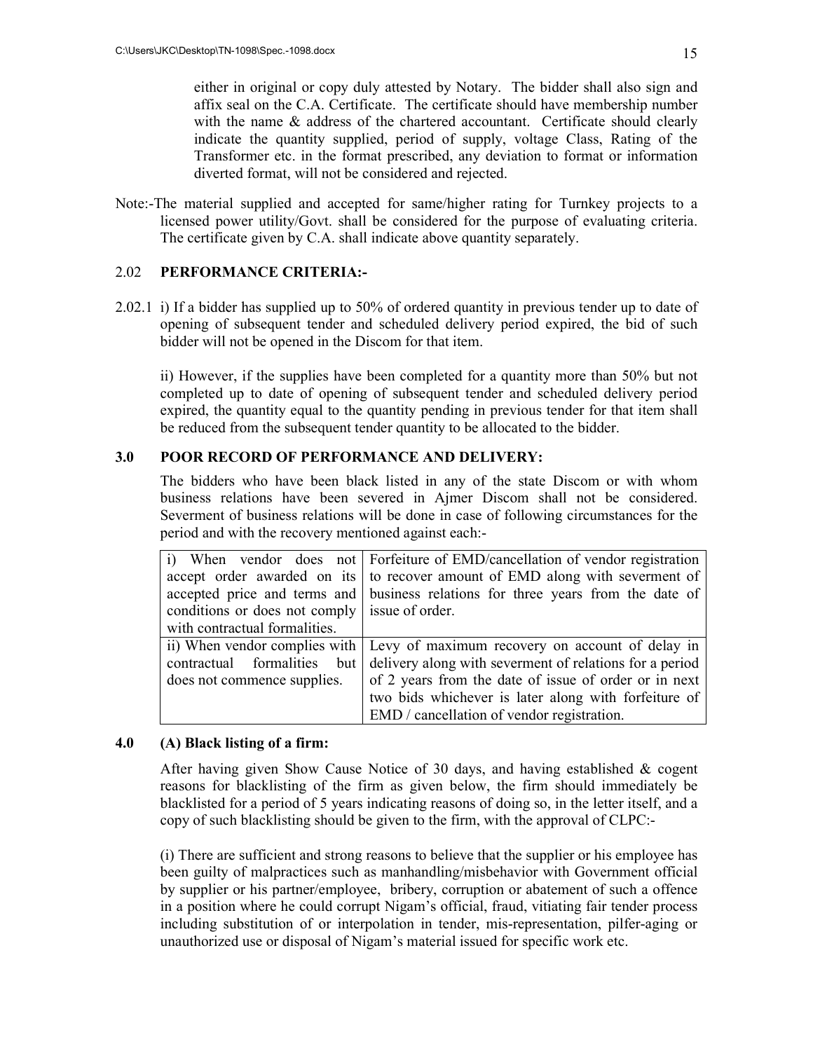either in original or copy duly attested by Notary. The bidder shall also sign and affix seal on the C.A. Certificate. The certificate should have membership number with the name & address of the chartered accountant. Certificate should clearly indicate the quantity supplied, period of supply, voltage Class, Rating of the Transformer etc. in the format prescribed, any deviation to format or information diverted format, will not be considered and rejected.

Note:-The material supplied and accepted for same/higher rating for Turnkey projects to a licensed power utility/Govt. shall be considered for the purpose of evaluating criteria. The certificate given by C.A. shall indicate above quantity separately.

### 2.02 PERFORMANCE CRITERIA:-

2.02.1 i) If a bidder has supplied up to 50% of ordered quantity in previous tender up to date of opening of subsequent tender and scheduled delivery period expired, the bid of such bidder will not be opened in the Discom for that item.

ii) However, if the supplies have been completed for a quantity more than 50% but not completed up to date of opening of subsequent tender and scheduled delivery period expired, the quantity equal to the quantity pending in previous tender for that item shall be reduced from the subsequent tender quantity to be allocated to the bidder.

### 3.0 POOR RECORD OF PERFORMANCE AND DELIVERY:

The bidders who have been black listed in any of the state Discom or with whom business relations have been severed in Ajmer Discom shall not be considered. Severment of business relations will be done in case of following circumstances for the period and with the recovery mentioned against each:-

| | |
|---|---|
| i) When vendor does not accept order awarded on its accepted price and terms and conditions or does not comply with contractual formalities. | Forfeiture of EMD/cancellation of vendor registration to recover amount of EMD along with severment of business relations for three years from the date of issue of order. |
| ii) When vendor complies with contractual formalities but does not commence supplies. | Levy of maximum recovery on account of delay in delivery along with severment of relations for a period of 2 years from the date of issue of order or in next two bids whichever is later along with forfeiture of EMD / cancellation of vendor registration. |

### 4.0 (A) Black listing of a firm:

After having given Show Cause Notice of 30 days, and having established & cogent reasons for blacklisting of the firm as given below, the firm should immediately be blacklisted for a period of 5 years indicating reasons of doing so, in the letter itself, and a copy of such blacklisting should be given to the firm, with the approval of CLPC:-

(i) There are sufficient and strong reasons to believe that the supplier or his employee has been guilty of malpractices such as manhandling/misbehavior with Government official by supplier or his partner/employee, bribery, corruption or abatement of such a offence in a position where he could corrupt Nigam's official, fraud, vitiating fair tender process including substitution of or interpolation in tender, mis-representation, pilfer-aging or unauthorized use or disposal of Nigam's material issued for specific work etc.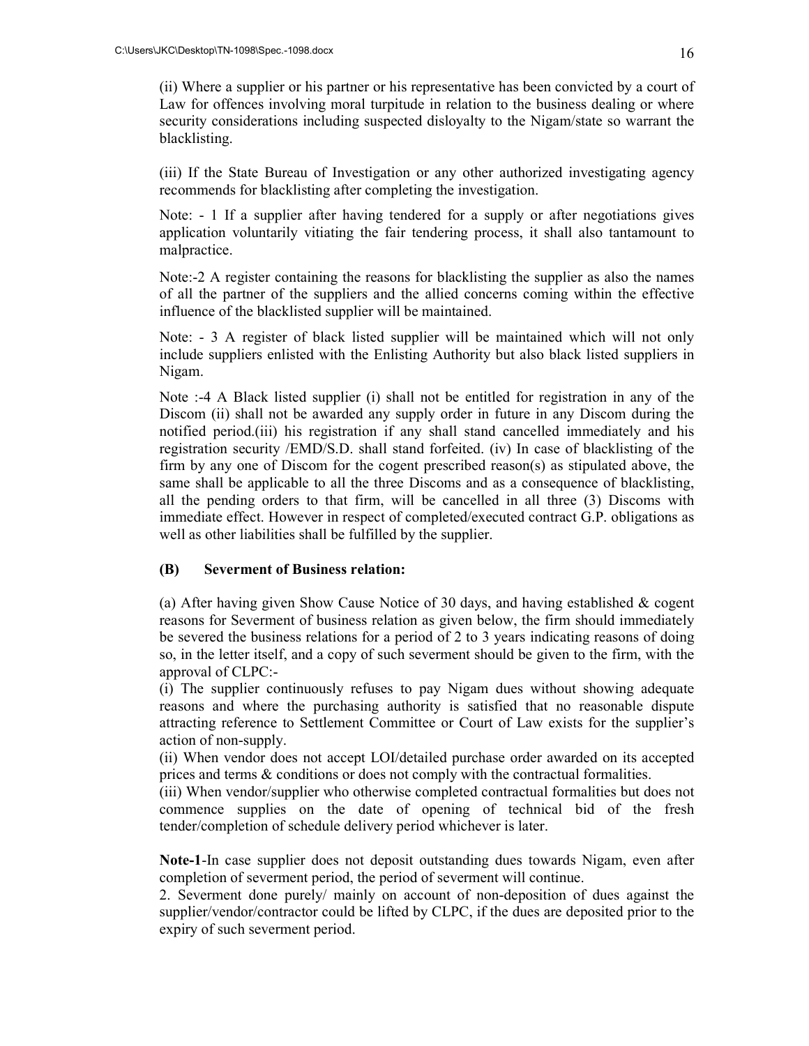(ii) Where a supplier or his partner or his representative has been convicted by a court of Law for offences involving moral turpitude in relation to the business dealing or where security considerations including suspected disloyalty to the Nigam/state so warrant the blacklisting.

(iii) If the State Bureau of Investigation or any other authorized investigating agency recommends for blacklisting after completing the investigation.

Note: - 1 If a supplier after having tendered for a supply or after negotiations gives application voluntarily vitiating the fair tendering process, it shall also tantamount to malpractice.

Note:-2 A register containing the reasons for blacklisting the supplier as also the names of all the partner of the suppliers and the allied concerns coming within the effective influence of the blacklisted supplier will be maintained.

Note: - 3 A register of black listed supplier will be maintained which will not only include suppliers enlisted with the Enlisting Authority but also black listed suppliers in Nigam.

Note :-4 A Black listed supplier (i) shall not be entitled for registration in any of the Discom (ii) shall not be awarded any supply order in future in any Discom during the notified period.(iii) his registration if any shall stand cancelled immediately and his registration security /EMD/S.D. shall stand forfeited. (iv) In case of blacklisting of the firm by any one of Discom for the cogent prescribed reason(s) as stipulated above, the same shall be applicable to all the three Discoms and as a consequence of blacklisting, all the pending orders to that firm, will be cancelled in all three (3) Discoms with immediate effect. However in respect of completed/executed contract G.P. obligations as well as other liabilities shall be fulfilled by the supplier.

**(B) Severment of Business relation:**

(a) After having given Show Cause Notice of 30 days, and having established & cogent reasons for Severment of business relation as given below, the firm should immediately be severed the business relations for a period of 2 to 3 years indicating reasons of doing so, in the letter itself, and a copy of such severment should be given to the firm, with the approval of CLPC:-

(i) The supplier continuously refuses to pay Nigam dues without showing adequate reasons and where the purchasing authority is satisfied that no reasonable dispute attracting reference to Settlement Committee or Court of Law exists for the supplier's action of non-supply.

(ii) When vendor does not accept LOI/detailed purchase order awarded on its accepted prices and terms & conditions or does not comply with the contractual formalities.

(iii) When vendor/supplier who otherwise completed contractual formalities but does not commence supplies on the date of opening of technical bid of the fresh tender/completion of schedule delivery period whichever is later.

**Note-1**-In case supplier does not deposit outstanding dues towards Nigam, even after completion of severment period, the period of severment will continue.

2. Severment done purely/ mainly on account of non-deposition of dues against the supplier/vendor/contractor could be lifted by CLPC, if the dues are deposited prior to the expiry of such severment period.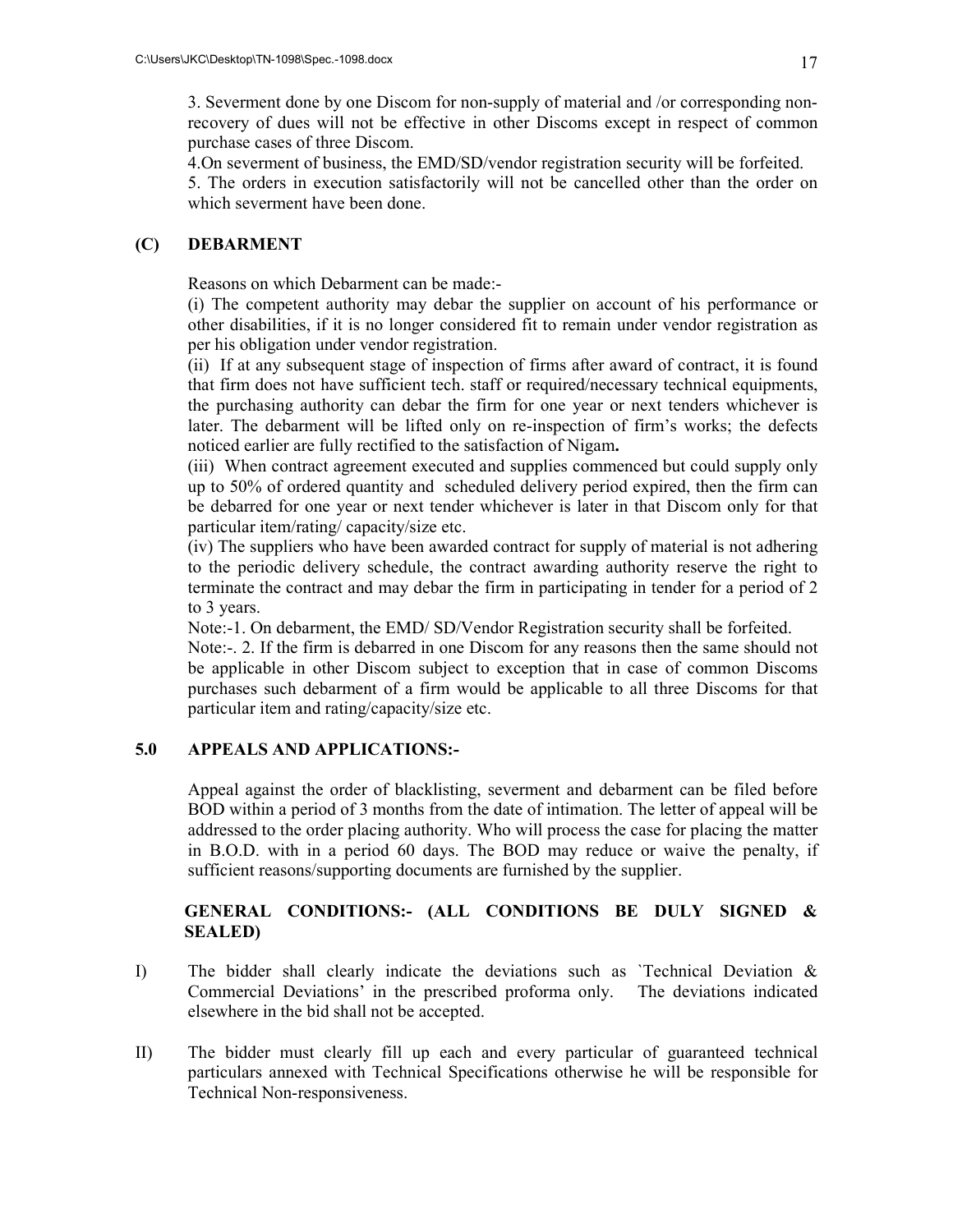3. Severment done by one Discom for non-supply of material and /or corresponding non-recovery of dues will not be effective in other Discoms except in respect of common purchase cases of three Discom.

4.On severment of business, the EMD/SD/vendor registration security will be forfeited.

5. The orders in execution satisfactorily will not be cancelled other than the order on which severment have been done.

## (C) DEBARMENT

Reasons on which Debarment can be made:-

(i) The competent authority may debar the supplier on account of his performance or other disabilities, if it is no longer considered fit to remain under vendor registration as per his obligation under vendor registration.

(ii) If at any subsequent stage of inspection of firms after award of contract, it is found that firm does not have sufficient tech. staff or required/necessary technical equipments, the purchasing authority can debar the firm for one year or next tenders whichever is later. The debarment will be lifted only on re-inspection of firm's works; the defects noticed earlier are fully rectified to the satisfaction of Nigam**.**

(iii) When contract agreement executed and supplies commenced but could supply only up to 50% of ordered quantity and scheduled delivery period expired, then the firm can be debarred for one year or next tender whichever is later in that Discom only for that particular item/rating/ capacity/size etc.

(iv) The suppliers who have been awarded contract for supply of material is not adhering to the periodic delivery schedule, the contract awarding authority reserve the right to terminate the contract and may debar the firm in participating in tender for a period of 2 to 3 years.

Note:-1. On debarment, the EMD/ SD/Vendor Registration security shall be forfeited.

Note:-. 2. If the firm is debarred in one Discom for any reasons then the same should not be applicable in other Discom subject to exception that in case of common Discoms purchases such debarment of a firm would be applicable to all three Discoms for that particular item and rating/capacity/size etc.

## 5.0 APPEALS AND APPLICATIONS:-

Appeal against the order of blacklisting, severment and debarment can be filed before BOD within a period of 3 months from the date of intimation. The letter of appeal will be addressed to the order placing authority. Who will process the case for placing the matter in B.O.D. with in a period 60 days. The BOD may reduce or waive the penalty, if sufficient reasons/supporting documents are furnished by the supplier.

## GENERAL CONDITIONS:- (ALL CONDITIONS BE DULY SIGNED & SEALED)

I) The bidder shall clearly indicate the deviations such as `Technical Deviation & Commercial Deviations' in the prescribed proforma only. The deviations indicated elsewhere in the bid shall not be accepted.

II) The bidder must clearly fill up each and every particular of guaranteed technical particulars annexed with Technical Specifications otherwise he will be responsible for Technical Non-responsiveness.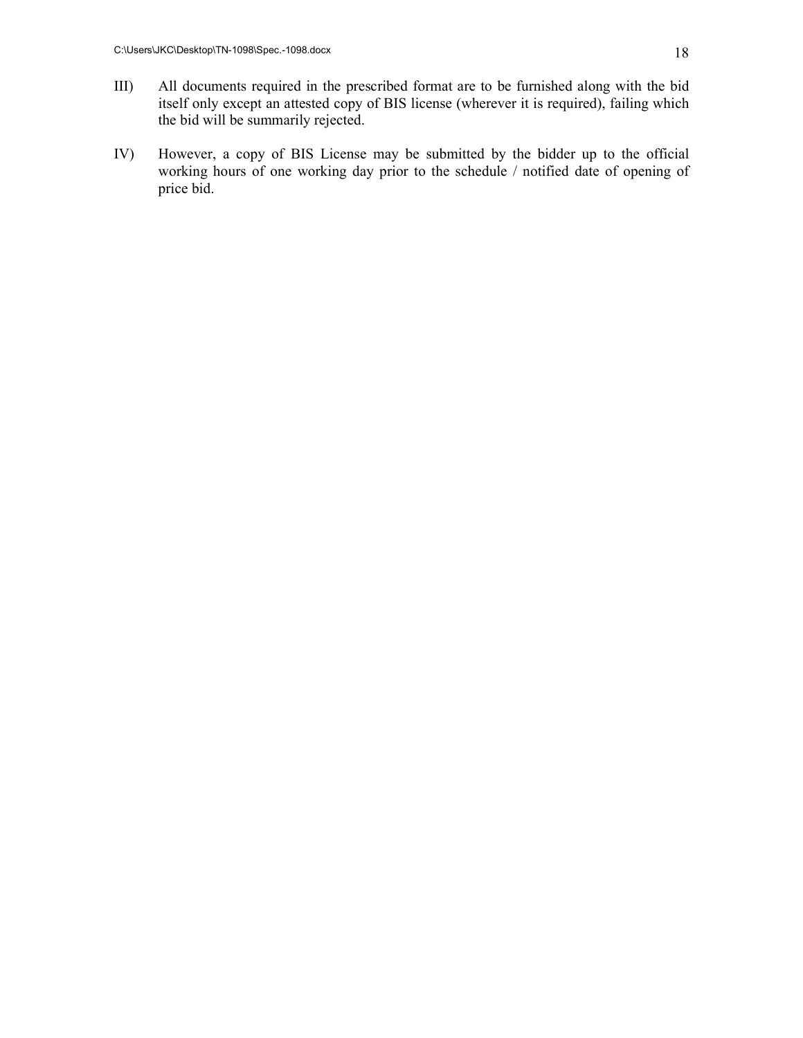III) All documents required in the prescribed format are to be furnished along with the bid itself only except an attested copy of BIS license (wherever it is required), failing which the bid will be summarily rejected.

IV) However, a copy of BIS License may be submitted by the bidder up to the official working hours of one working day prior to the schedule / notified date of opening of price bid.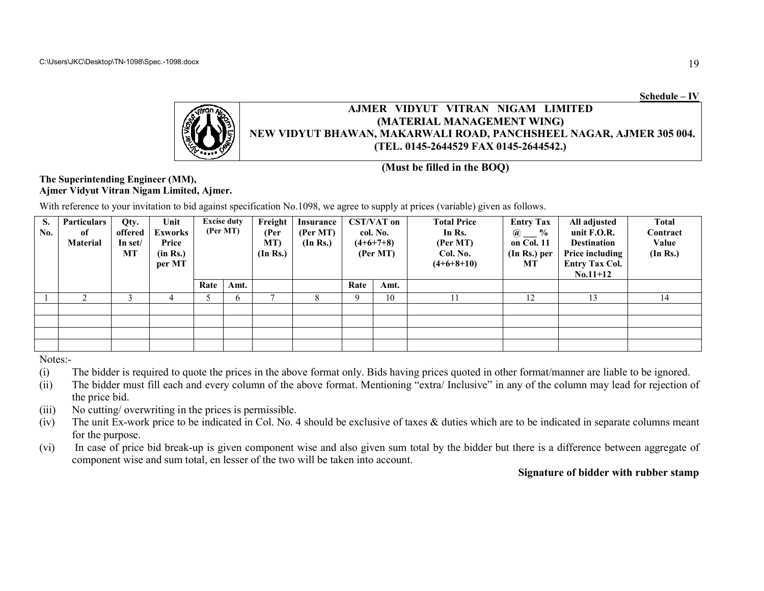**Schedule – IV**

**AJMER VIDYUT VITRAN NIGAM LIMITED**
**(MATERIAL MANAGEMENT WING)**
**NEW VIDYUT BHAWAN, MAKARWALI ROAD, PANCHSHEEL NAGAR, AJMER 305 004.**
**(TEL. 0145-2644529 FAX 0145-2644542.)**

**(Must be filled in the BOQ)**

**The Superintending Engineer (MM),**
**Ajmer Vidyut Vitran Nigam Limited, Ajmer.**

With reference to your invitation to bid against specification No.1098, we agree to supply at prices (variable) given as follows.

| S. No. | Particulars of Material | Qty. offered In set/ MT | Unit Exworks Price (in Rs.) per MT | Excise duty (Per MT) | | Freight (Per MT) (In Rs.) | Insurance (Per MT) (In Rs.) | CST/VAT on col. No. (4+6+7+8) (Per MT) | | Total Price In Rs. (Per MT) Col. No. (4+6+8+10) | Entry Tax @ ___ % on Col. 11 (In Rs.) per MT | All adjusted unit F.O.R. Destination Price including Entry Tax Col. No.11+12 | Total Contract Value (In Rs.) |
|---|---|---|---|---|---|---|---|---|---|---|---|---|---|
| | | | | Rate | Amt. | | | Rate | Amt. | | | | |
| 1 | 2 | 3 | 4 | 5 | 6 | 7 | 8 | 9 | 10 | 11 | 12 | 13 | 14 |
| | | | | | | | | | | | | | |
| | | | | | | | | | | | | | |
| | | | | | | | | | | | | | |
| | | | | | | | | | | | | | |

Notes:-

(i) The bidder is required to quote the prices in the above format only. Bids having prices quoted in other format/manner are liable to be ignored.

(ii) The bidder must fill each and every column of the above format. Mentioning "extra/ Inclusive" in any of the column may lead for rejection of the price bid.

(iii) No cutting/ overwriting in the prices is permissible.

(iv) The unit Ex-work price to be indicated in Col. No. 4 should be exclusive of taxes & duties which are to be indicated in separate columns meant for the purpose.

(vi) In case of price bid break-up is given component wise and also given sum total by the bidder but there is a difference between aggregate of component wise and sum total, en lesser of the two will be taken into account.

**Signature of bidder with rubber stamp**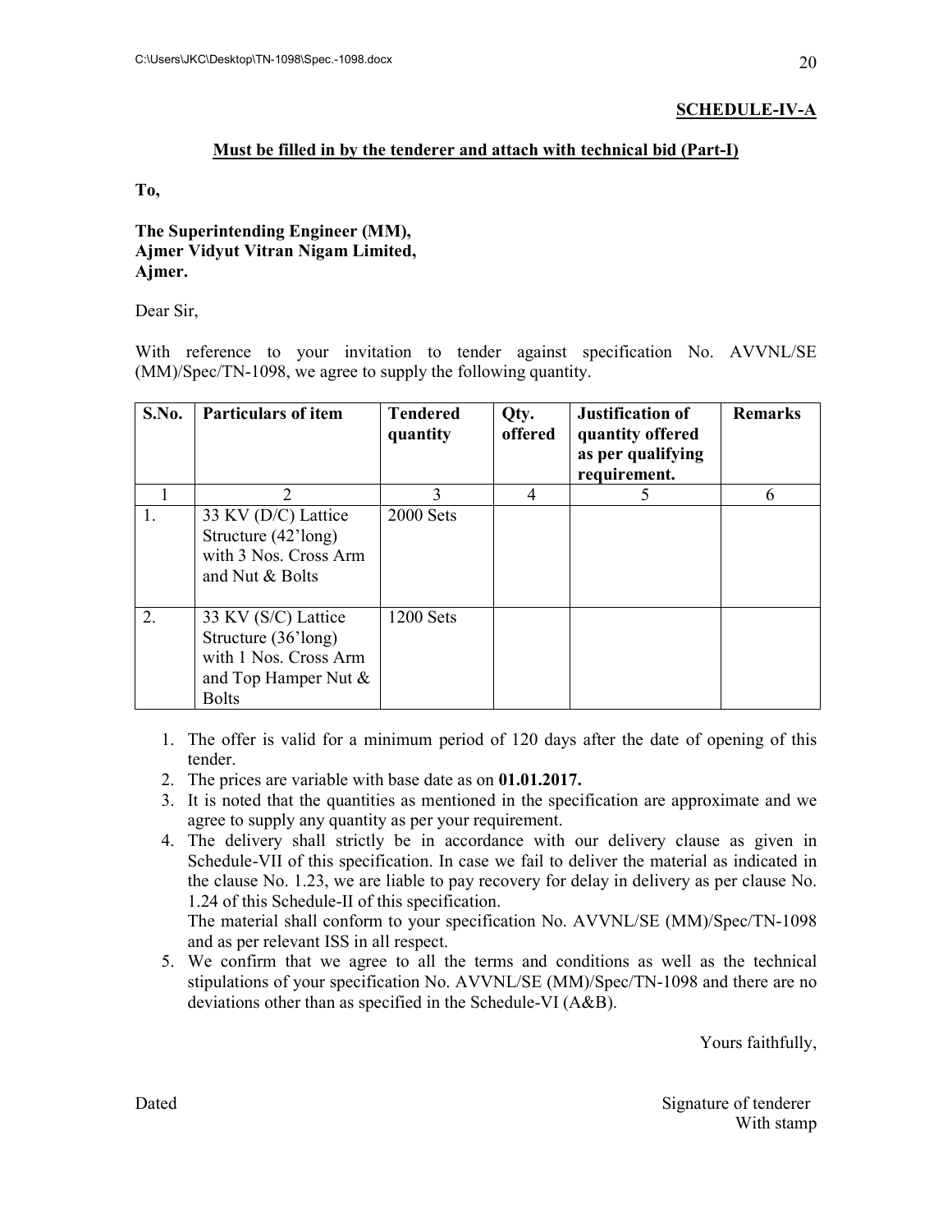**SCHEDULE-IV-A**

**Must be filled in by the tenderer and attach with technical bid (Part-I)**

**To,**

**The Superintending Engineer (MM),**
**Ajmer Vidyut Vitran Nigam Limited,**
**Ajmer.**

Dear Sir,

With reference to your invitation to tender against specification No. AVVNL/SE (MM)/Spec/TN-1098, we agree to supply the following quantity.

| S.No. | Particulars of item | Tendered quantity | Qty. offered | Justification of quantity offered as per qualifying requirement. | Remarks |
|---|---|---|---|---|---|
| 1 | 2 | 3 | 4 | 5 | 6 |
| 1. | 33 KV (D/C) Lattice Structure (42'long) with 3 Nos. Cross Arm and Nut & Bolts | 2000 Sets | | | |
| 2. | 33 KV (S/C) Lattice Structure (36'long) with 1 Nos. Cross Arm and Top Hamper Nut & Bolts | 1200 Sets | | | |

1. The offer is valid for a minimum period of 120 days after the date of opening of this tender.
2. The prices are variable with base date as on **01.01.2017.**
3. It is noted that the quantities as mentioned in the specification are approximate and we agree to supply any quantity as per your requirement.
4. The delivery shall strictly be in accordance with our delivery clause as given in Schedule-VII of this specification. In case we fail to deliver the material as indicated in the clause No. 1.23, we are liable to pay recovery for delay in delivery as per clause No. 1.24 of this Schedule-II of this specification.
   The material shall conform to your specification No. AVVNL/SE (MM)/Spec/TN-1098 and as per relevant ISS in all respect.
5. We confirm that we agree to all the terms and conditions as well as the technical stipulations of your specification No. AVVNL/SE (MM)/Spec/TN-1098 and there are no deviations other than as specified in the Schedule-VI (A&B).

Yours faithfully,

Dated

Signature of tenderer
With stamp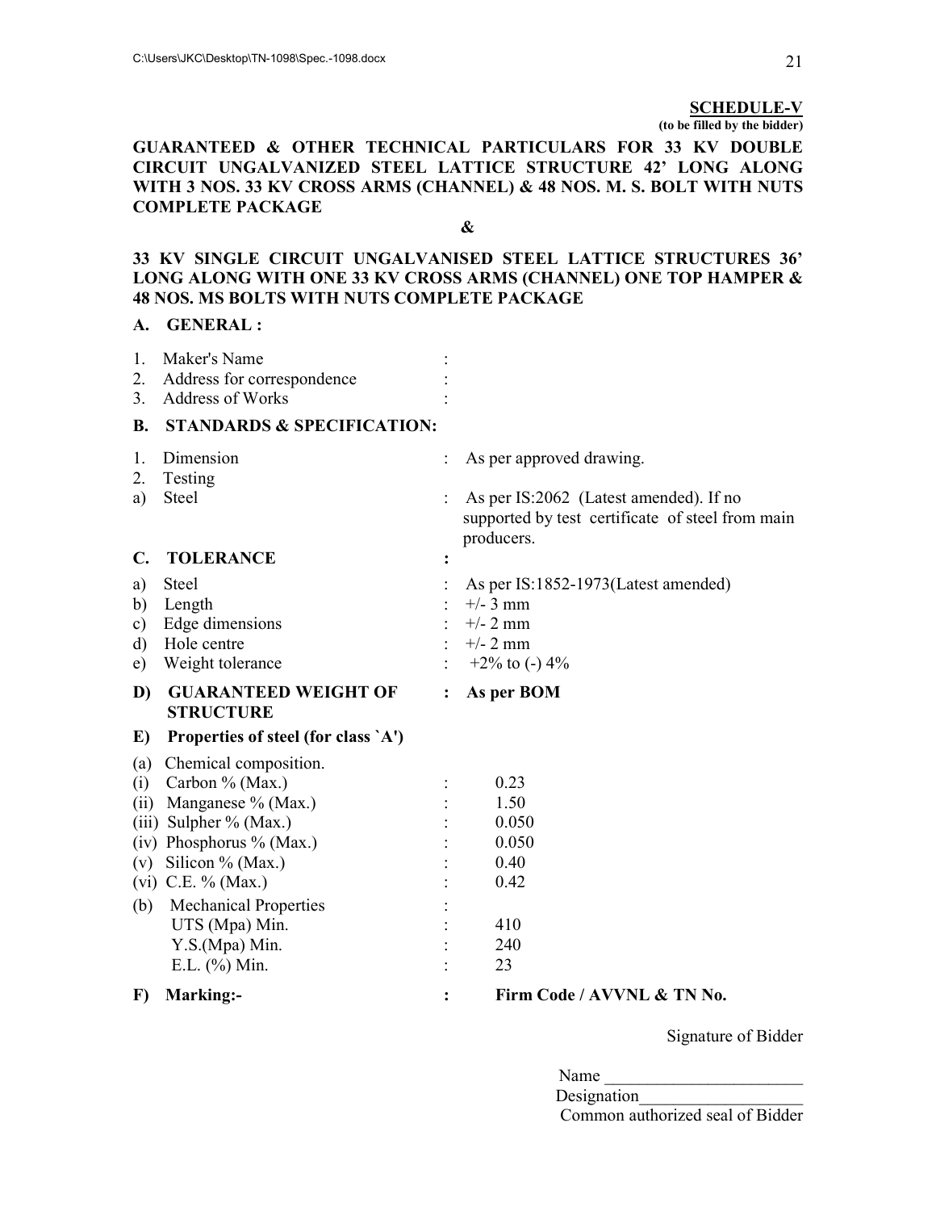**SCHEDULE-V**
**(to be filled by the bidder)**

**GUARANTEED & OTHER TECHNICAL PARTICULARS FOR 33 KV DOUBLE CIRCUIT UNGALVANIZED STEEL LATTICE STRUCTURE 42' LONG ALONG WITH 3 NOS. 33 KV CROSS ARMS (CHANNEL) & 48 NOS. M. S. BOLT WITH NUTS COMPLETE PACKAGE**

**&**

**33 KV SINGLE CIRCUIT UNGALVANISED STEEL LATTICE STRUCTURES 36' LONG ALONG WITH ONE 33 KV CROSS ARMS (CHANNEL) ONE TOP HAMPER & 48 NOS. MS BOLTS WITH NUTS COMPLETE PACKAGE**

**A. GENERAL :**

1. Maker's Name :
2. Address for correspondence :
3. Address of Works :

**B. STANDARDS & SPECIFICATION:**

1. Dimension : As per approved drawing.
2. Testing
   a) Steel : As per IS:2062 (Latest amended). If no supported by test certificate of steel from main producers.

**C. TOLERANCE :**

a) Steel : As per IS:1852-1973(Latest amended)
b) Length : +/- 3 mm
c) Edge dimensions : +/- 2 mm
d) Hole centre : +/- 2 mm
e) Weight tolerance : +2% to (-) 4%

**D) GUARANTEED WEIGHT OF STRUCTURE : As per BOM**

**E) Properties of steel (for class `A')**

(a) Chemical composition.

(i) Carbon % (Max.) : 0.23
(ii) Manganese % (Max.) : 1.50
(iii) Sulpher % (Max.) : 0.050
(iv) Phosphorus % (Max.) : 0.050
(v) Silicon % (Max.) : 0.40
(vi) C.E. % (Max.) : 0.42

(b) Mechanical Properties :

UTS (Mpa) Min. : 410
Y.S.(Mpa) Min. : 240
E.L. (%) Min. : 23

**F) Marking:- : Firm Code / AVVNL & TN No.**

Signature of Bidder

Name _______________________
Designation___________________
Common authorized seal of Bidder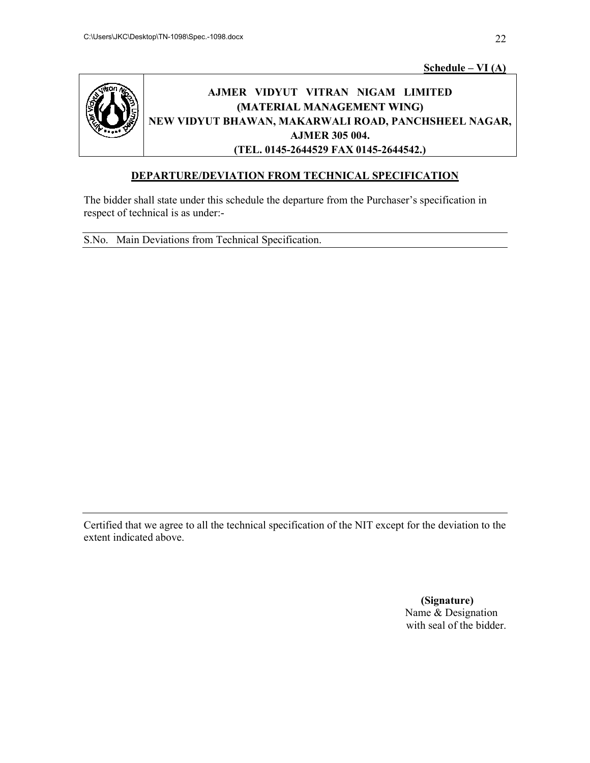**Schedule – VI (A)**

**AJMER VIDYUT VITRAN NIGAM LIMITED**
**(MATERIAL MANAGEMENT WING)**
**NEW VIDYUT BHAWAN, MAKARWALI ROAD, PANCHSHEEL NAGAR, AJMER 305 004.**
**(TEL. 0145-2644529 FAX 0145-2644542.)**

## DEPARTURE/DEVIATION FROM TECHNICAL SPECIFICATION

The bidder shall state under this schedule the departure from the Purchaser's specification in respect of technical is as under:-

| S.No. | Main Deviations from Technical Specification. |
| --- | --- |
| | |

Certified that we agree to all the technical specification of the NIT except for the deviation to the extent indicated above.

**(Signature)**
Name & Designation
with seal of the bidder.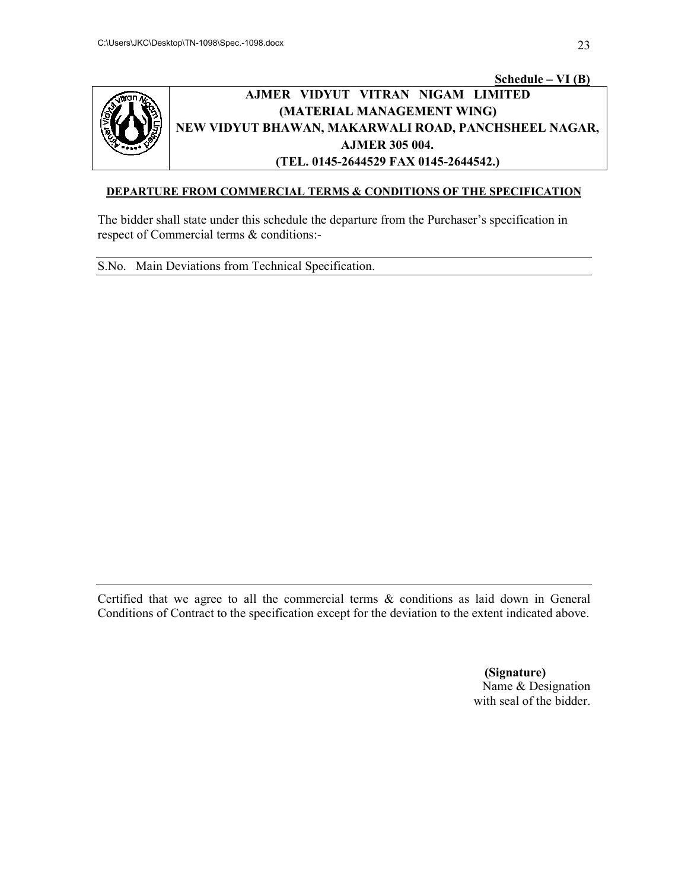**Schedule – VI (B)**

**AJMER VIDYUT VITRAN NIGAM LIMITED**
**(MATERIAL MANAGEMENT WING)**
**NEW VIDYUT BHAWAN, MAKARWALI ROAD, PANCHSHEEL NAGAR, AJMER 305 004.**
**(TEL. 0145-2644529 FAX 0145-2644542.)**

**DEPARTURE FROM COMMERCIAL TERMS & CONDITIONS OF THE SPECIFICATION**

The bidder shall state under this schedule the departure from the Purchaser's specification in respect of Commercial terms & conditions:-

| S.No. | Main Deviations from Technical Specification. |
|---|---|
| | |

Certified that we agree to all the commercial terms & conditions as laid down in General Conditions of Contract to the specification except for the deviation to the extent indicated above.

**(Signature)**
Name & Designation
with seal of the bidder.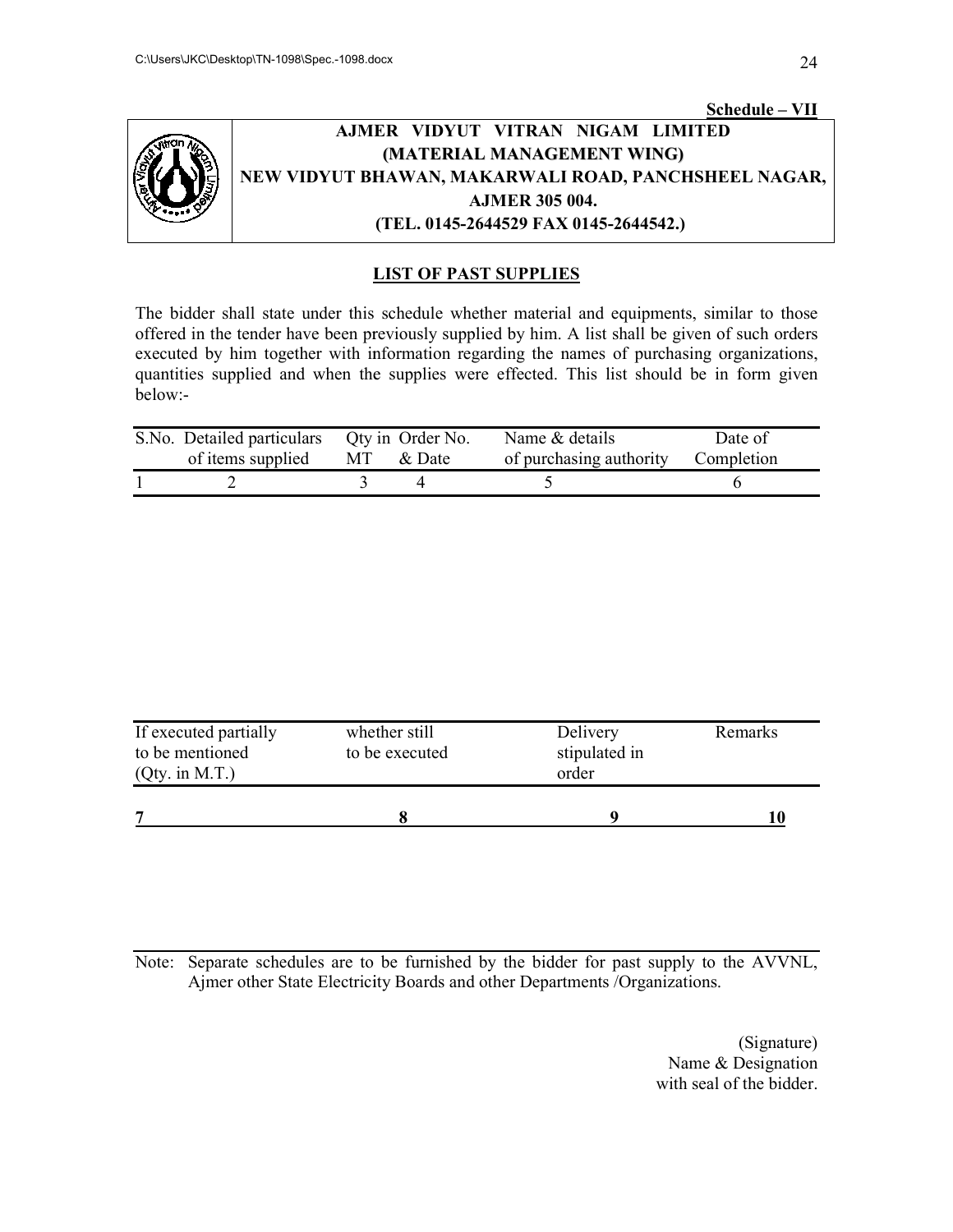**Schedule – VII**

**AJMER VIDYUT VITRAN NIGAM LIMITED**
**(MATERIAL MANAGEMENT WING)**
**NEW VIDYUT BHAWAN, MAKARWALI ROAD, PANCHSHEEL NAGAR, AJMER 305 004.**
**(TEL. 0145-2644529 FAX 0145-2644542.)**

## LIST OF PAST SUPPLIES

The bidder shall state under this schedule whether material and equipments, similar to those offered in the tender have been previously supplied by him. A list shall be given of such orders executed by him together with information regarding the names of purchasing organizations, quantities supplied and when the supplies were effected. This list should be in form given below:-

| S.No. | Detailed particulars of items supplied | Qty in MT | Order No. & Date | Name & details of purchasing authority | Date of Completion |
|---|---|---|---|---|---|
| 1 | 2 | 3 | 4 | 5 | 6 |

| If executed partially to be mentioned (Qty. in M.T.) | whether still to be executed | Delivery stipulated in order | Remarks |
|---|---|---|---|
| **7** | **8** | **9** | **10** |

Note: Separate schedules are to be furnished by the bidder for past supply to the AVVNL, Ajmer other State Electricity Boards and other Departments /Organizations.

(Signature)
Name & Designation
with seal of the bidder.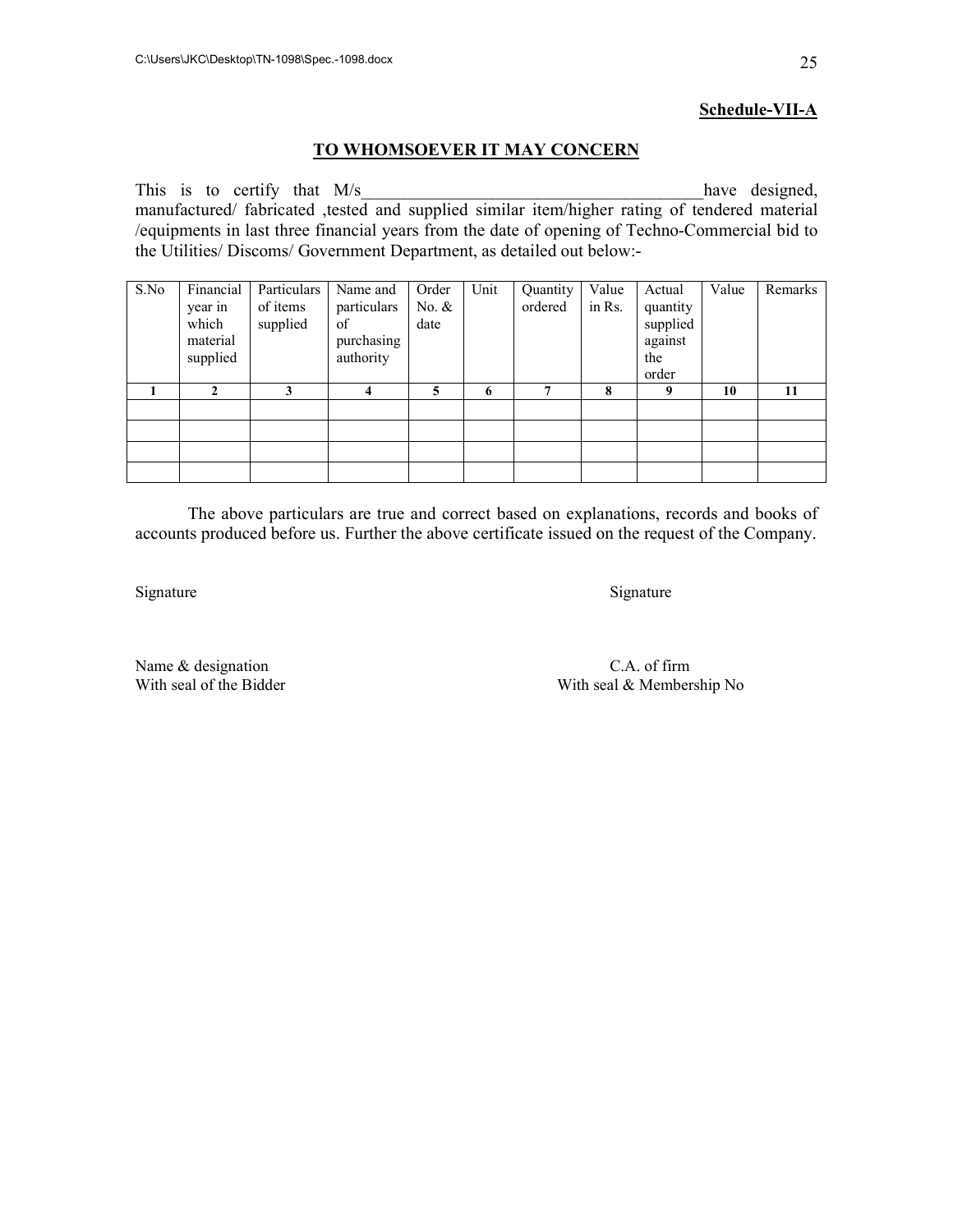**Schedule-VII-A**

## TO WHOMSOEVER IT MAY CONCERN

This is to certify that M/s_______________________________________have designed, manufactured/ fabricated ,tested and supplied similar item/higher rating of tendered material /equipments in last three financial years from the date of opening of Techno-Commercial bid to the Utilities/ Discoms/ Government Department, as detailed out below:-

| S.No | Financial year in which material supplied | Particulars of items supplied | Name and particulars of purchasing authority | Order No. & date | Unit | Quantity ordered | Value in Rs. | Actual quantity supplied against the order | Value | Remarks |
|---|---|---|---|---|---|---|---|---|---|---|
| **1** | **2** | **3** | **4** | **5** | **6** | **7** | **8** | **9** | **10** | **11** |
| | | | | | | | | | | |
| | | | | | | | | | | |
| | | | | | | | | | | |
| | | | | | | | | | | |

The above particulars are true and correct based on explanations, records and books of accounts produced before us. Further the above certificate issued on the request of the Company.

Signature

Name & designation
With seal of the Bidder

Signature

C.A. of firm
With seal & Membership No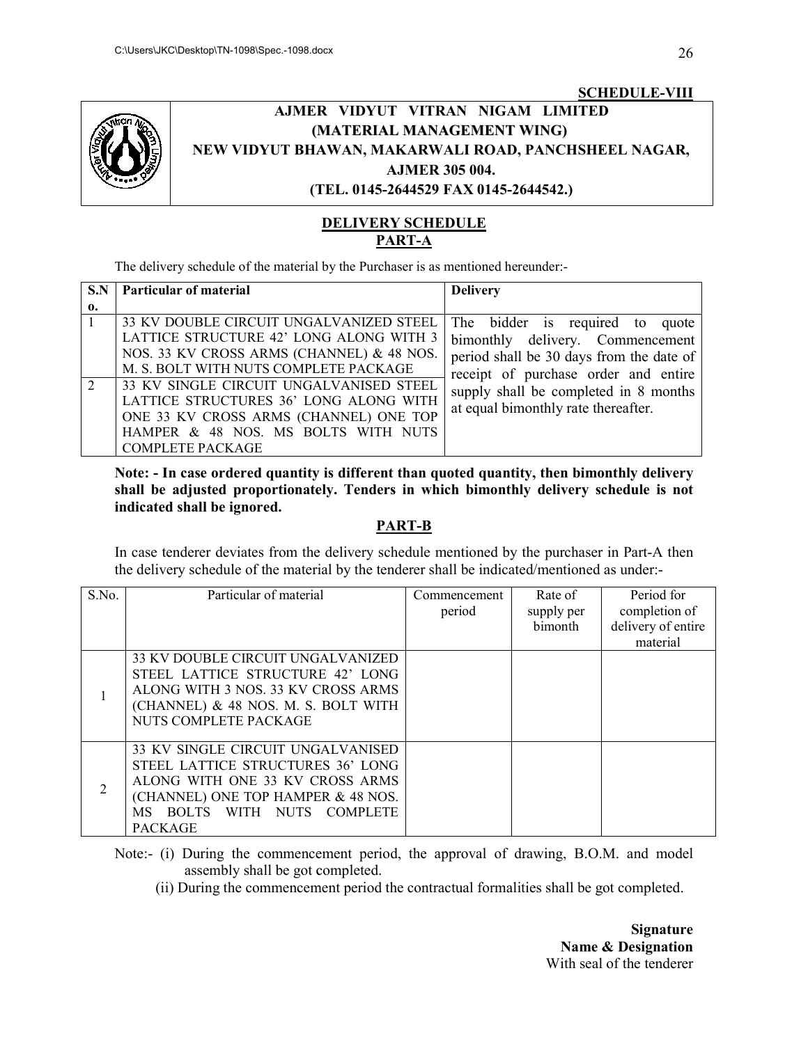**SCHEDULE-VIII**

**AJMER VIDYUT VITRAN NIGAM LIMITED**
**(MATERIAL MANAGEMENT WING)**
**NEW VIDYUT BHAWAN, MAKARWALI ROAD, PANCHSHEEL NAGAR, AJMER 305 004.**
**(TEL. 0145-2644529 FAX 0145-2644542.)**

## DELIVERY SCHEDULE
## PART-A

The delivery schedule of the material by the Purchaser is as mentioned hereunder:-

| S.No. | Particular of material | Delivery |
|---|---|---|
| 1 | 33 KV DOUBLE CIRCUIT UNGALVANIZED STEEL LATTICE STRUCTURE 42' LONG ALONG WITH 3 NOS. 33 KV CROSS ARMS (CHANNEL) & 48 NOS. M. S. BOLT WITH NUTS COMPLETE PACKAGE | The bidder is required to quote bimonthly delivery. Commencement period shall be 30 days from the date of receipt of purchase order and entire supply shall be completed in 8 months at equal bimonthly rate thereafter. |
| 2 | 33 KV SINGLE CIRCUIT UNGALVANISED STEEL LATTICE STRUCTURES 36' LONG ALONG WITH ONE 33 KV CROSS ARMS (CHANNEL) ONE TOP HAMPER & 48 NOS. MS BOLTS WITH NUTS COMPLETE PACKAGE | |

**Note: - In case ordered quantity is different than quoted quantity, then bimonthly delivery shall be adjusted proportionately. Tenders in which bimonthly delivery schedule is not indicated shall be ignored.**

## PART-B

In case tenderer deviates from the delivery schedule mentioned by the purchaser in Part-A then the delivery schedule of the material by the tenderer shall be indicated/mentioned as under:-

| S.No. | Particular of material | Commencement period | Rate of supply per bimonth | Period for completion of delivery of entire material |
|---|---|---|---|---|
| 1 | 33 KV DOUBLE CIRCUIT UNGALVANIZED STEEL LATTICE STRUCTURE 42' LONG ALONG WITH 3 NOS. 33 KV CROSS ARMS (CHANNEL) & 48 NOS. M. S. BOLT WITH NUTS COMPLETE PACKAGE | | | |
| 2 | 33 KV SINGLE CIRCUIT UNGALVANISED STEEL LATTICE STRUCTURES 36' LONG ALONG WITH ONE 33 KV CROSS ARMS (CHANNEL) ONE TOP HAMPER & 48 NOS. MS BOLTS WITH NUTS COMPLETE PACKAGE | | | |

Note:- (i) During the commencement period, the approval of drawing, B.O.M. and model assembly shall be got completed.

(ii) During the commencement period the contractual formalities shall be got completed.

**Signature**
**Name & Designation**
With seal of the tenderer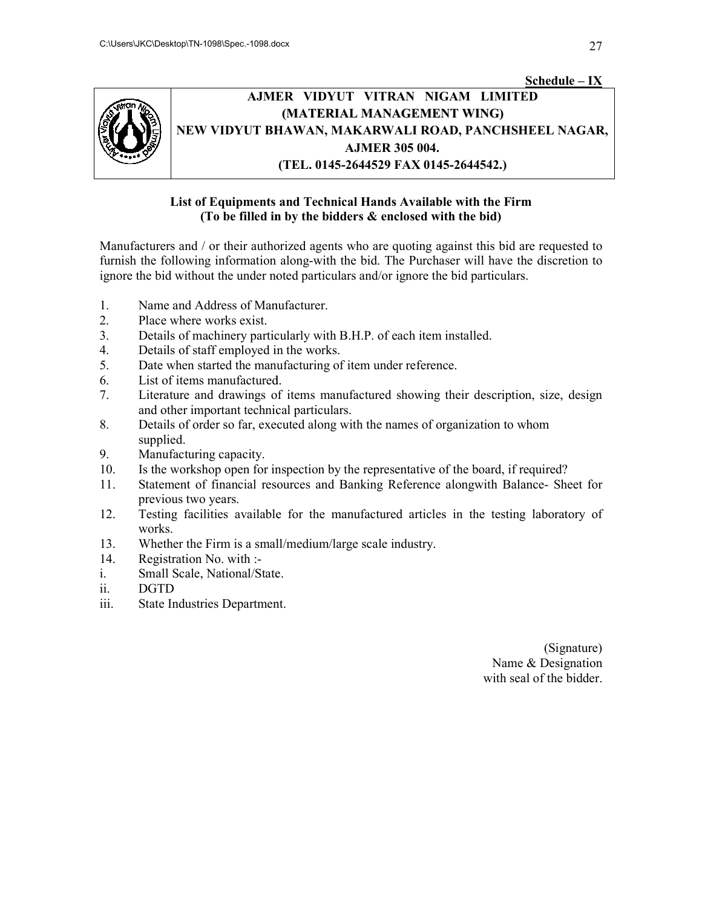**Schedule – IX**

**AJMER VIDYUT VITRAN NIGAM LIMITED**
**(MATERIAL MANAGEMENT WING)**
**NEW VIDYUT BHAWAN, MAKARWALI ROAD, PANCHSHEEL NAGAR, AJMER 305 004.**
**(TEL. 0145-2644529 FAX 0145-2644542.)**

**List of Equipments and Technical Hands Available with the Firm**
**(To be filled in by the bidders & enclosed with the bid)**

Manufacturers and / or their authorized agents who are quoting against this bid are requested to furnish the following information along-with the bid. The Purchaser will have the discretion to ignore the bid without the under noted particulars and/or ignore the bid particulars.

1. Name and Address of Manufacturer.
2. Place where works exist.
3. Details of machinery particularly with B.H.P. of each item installed.
4. Details of staff employed in the works.
5. Date when started the manufacturing of item under reference.
6. List of items manufactured.
7. Literature and drawings of items manufactured showing their description, size, design and other important technical particulars.
8. Details of order so far, executed along with the names of organization to whom supplied.
9. Manufacturing capacity.
10. Is the workshop open for inspection by the representative of the board, if required?
11. Statement of financial resources and Banking Reference alongwith Balance- Sheet for previous two years.
12. Testing facilities available for the manufactured articles in the testing laboratory of works.
13. Whether the Firm is a small/medium/large scale industry.
14. Registration No. with :-

    i. Small Scale, National/State.
    ii. DGTD
    iii. State Industries Department.

(Signature)
Name & Designation
with seal of the bidder.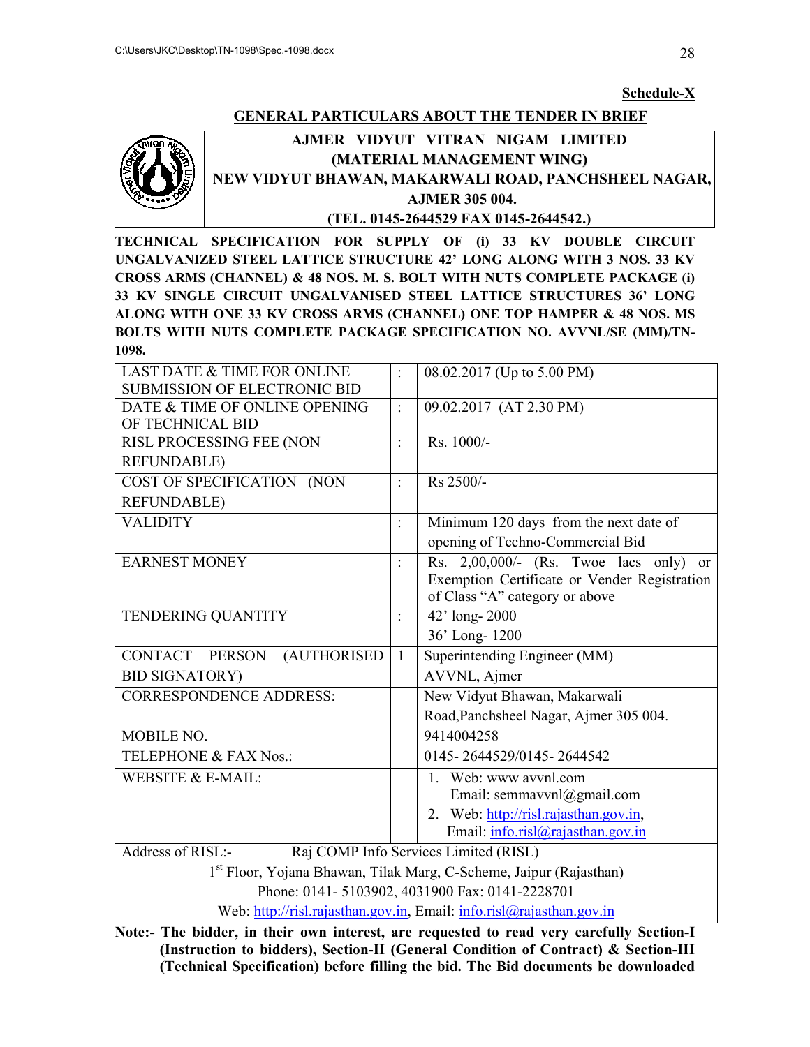**Schedule-X**

## GENERAL PARTICULARS ABOUT THE TENDER IN BRIEF

**AJMER VIDYUT VITRAN NIGAM LIMITED**
**(MATERIAL MANAGEMENT WING)**
**NEW VIDYUT BHAWAN, MAKARWALI ROAD, PANCHSHEEL NAGAR, AJMER 305 004.**
**(TEL. 0145-2644529 FAX 0145-2644542.)**

**TECHNICAL SPECIFICATION FOR SUPPLY OF (i) 33 KV DOUBLE CIRCUIT UNGALVANIZED STEEL LATTICE STRUCTURE 42' LONG ALONG WITH 3 NOS. 33 KV CROSS ARMS (CHANNEL) & 48 NOS. M. S. BOLT WITH NUTS COMPLETE PACKAGE (i) 33 KV SINGLE CIRCUIT UNGALVANISED STEEL LATTICE STRUCTURES 36' LONG ALONG WITH ONE 33 KV CROSS ARMS (CHANNEL) ONE TOP HAMPER & 48 NOS. MS BOLTS WITH NUTS COMPLETE PACKAGE SPECIFICATION NO. AVVNL/SE (MM)/TN-1098.**

| | | |
|---|---|---|
| LAST DATE & TIME FOR ONLINE SUBMISSION OF ELECTRONIC BID | : | 08.02.2017 (Up to 5.00 PM) |
| DATE & TIME OF ONLINE OPENING OF TECHNICAL BID | : | 09.02.2017 (AT 2.30 PM) |
| RISL PROCESSING FEE (NON REFUNDABLE) | : | Rs. 1000/- |
| COST OF SPECIFICATION (NON REFUNDABLE) | : | Rs 2500/- |
| VALIDITY | : | Minimum 120 days from the next date of opening of Techno-Commercial Bid |
| EARNEST MONEY | : | Rs. 2,00,000/- (Rs. Twoe lacs only) or Exemption Certificate or Vender Registration of Class "A" category or above |
| TENDERING QUANTITY | : | 42' long- 2000<br>36' Long- 1200 |
| CONTACT PERSON (AUTHORISED BID SIGNATORY) | 1 | Superintending Engineer (MM)<br>AVVNL, Ajmer |
| CORRESPONDENCE ADDRESS: | | New Vidyut Bhawan, Makarwali Road,Panchsheel Nagar, Ajmer 305 004. |
| MOBILE NO. | | 9414004258 |
| TELEPHONE & FAX Nos.: | | 0145- 2644529/0145- 2644542 |
| WEBSITE & E-MAIL: | | 1. Web: www avvnl.com<br>Email: semmavvnl@gmail.com<br>2. Web: http://risl.rajasthan.gov.in,<br>Email: info.risl@rajasthan.gov.in |

Address of RISL:- Raj COMP Info Services Limited (RISL)
1st Floor, Yojana Bhawan, Tilak Marg, C-Scheme, Jaipur (Rajasthan)
Phone: 0141- 5103902, 4031900 Fax: 0141-2228701
Web: http://risl.rajasthan.gov.in, Email: info.risl@rajasthan.gov.in

**Note:- The bidder, in their own interest, are requested to read very carefully Section-I (Instruction to bidders), Section-II (General Condition of Contract) & Section-III (Technical Specification) before filling the bid. The Bid documents be downloaded**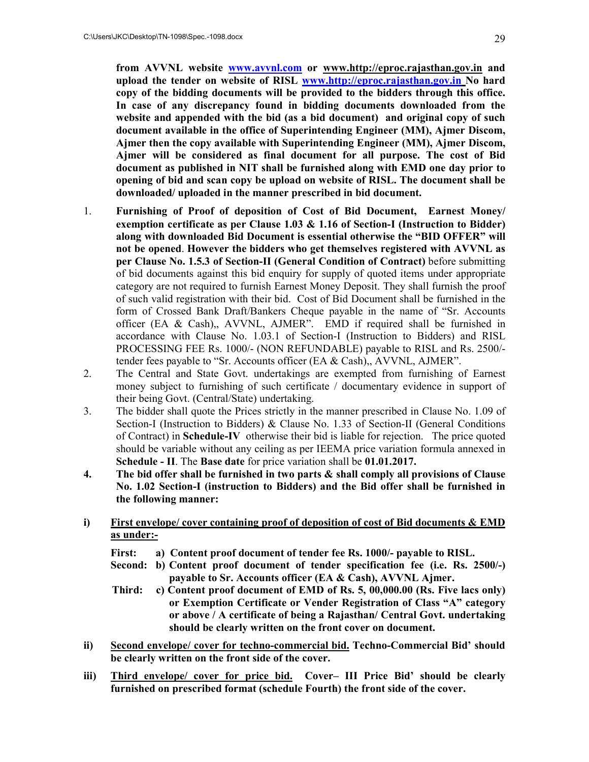**from AVVNL website www.avvnl.com or www.http://eproc.rajasthan.gov.in and upload the tender on website of RISL www.http://eproc.rajasthan.gov.in No hard copy of the bidding documents will be provided to the bidders through this office. In case of any discrepancy found in bidding documents downloaded from the website and appended with the bid (as a bid document) and original copy of such document available in the office of Superintending Engineer (MM), Ajmer Discom, Ajmer then the copy available with Superintending Engineer (MM), Ajmer Discom, Ajmer will be considered as final document for all purpose. The cost of Bid document as published in NIT shall be furnished along with EMD one day prior to opening of bid and scan copy be upload on website of RISL. The document shall be downloaded/ uploaded in the manner prescribed in bid document.**

1. **Furnishing of Proof of deposition of Cost of Bid Document, Earnest Money/ exemption certificate as per Clause 1.03 & 1.16 of Section-I (Instruction to Bidder) along with downloaded Bid Document is essential otherwise the "BID OFFER" will not be opened**. **However the bidders who get themselves registered with AVVNL as per Clause No. 1.5.3 of Section-II (General Condition of Contract)** before submitting of bid documents against this bid enquiry for supply of quoted items under appropriate category are not required to furnish Earnest Money Deposit. They shall furnish the proof of such valid registration with their bid. Cost of Bid Document shall be furnished in the form of Crossed Bank Draft/Bankers Cheque payable in the name of "Sr. Accounts officer (EA & Cash),, AVVNL, AJMER". EMD if required shall be furnished in accordance with Clause No. 1.03.1 of Section-I (Instruction to Bidders) and RISL PROCESSING FEE Rs. 1000/- (NON REFUNDABLE) payable to RISL and Rs. 2500/- tender fees payable to "Sr. Accounts officer (EA & Cash),, AVVNL, AJMER".
2. The Central and State Govt. undertakings are exempted from furnishing of Earnest money subject to furnishing of such certificate / documentary evidence in support of their being Govt. (Central/State) undertaking.
3. The bidder shall quote the Prices strictly in the manner prescribed in Clause No. 1.09 of Section-I (Instruction to Bidders) & Clause No. 1.33 of Section-II (General Conditions of Contract) in **Schedule-IV** otherwise their bid is liable for rejection. The price quoted should be variable without any ceiling as per IEEMA price variation formula annexed in **Schedule - II**. The **Base date** for price variation shall be **01.01.2017.**
4. **The bid offer shall be furnished in two parts & shall comply all provisions of Clause No. 1.02 Section-I (instruction to Bidders) and the Bid offer shall be furnished in the following manner:**

**i)** **<u>First envelope/ cover containing proof of deposition of cost of Bid documents & EMD as under:-</u>**

**First: a) Content proof document of tender fee Rs. 1000/- payable to RISL.**

**Second: b) Content proof document of tender specification fee (i.e. Rs. 2500/-) payable to Sr. Accounts officer (EA & Cash), AVVNL Ajmer.**

**Third: c) Content proof document of EMD of Rs. 5, 00,000.00 (Rs. Five lacs only) or Exemption Certificate or Vender Registration of Class "A" category or above / A certificate of being a Rajasthan/ Central Govt. undertaking should be clearly written on the front cover on document.**

**ii)** **<u>Second envelope/ cover for techno-commercial bid.</u> Techno-Commercial Bid' should be clearly written on the front side of the cover.**

**iii)** **<u>Third envelope/ cover for price bid.</u> Cover– III Price Bid' should be clearly furnished on prescribed format (schedule Fourth) the front side of the cover.**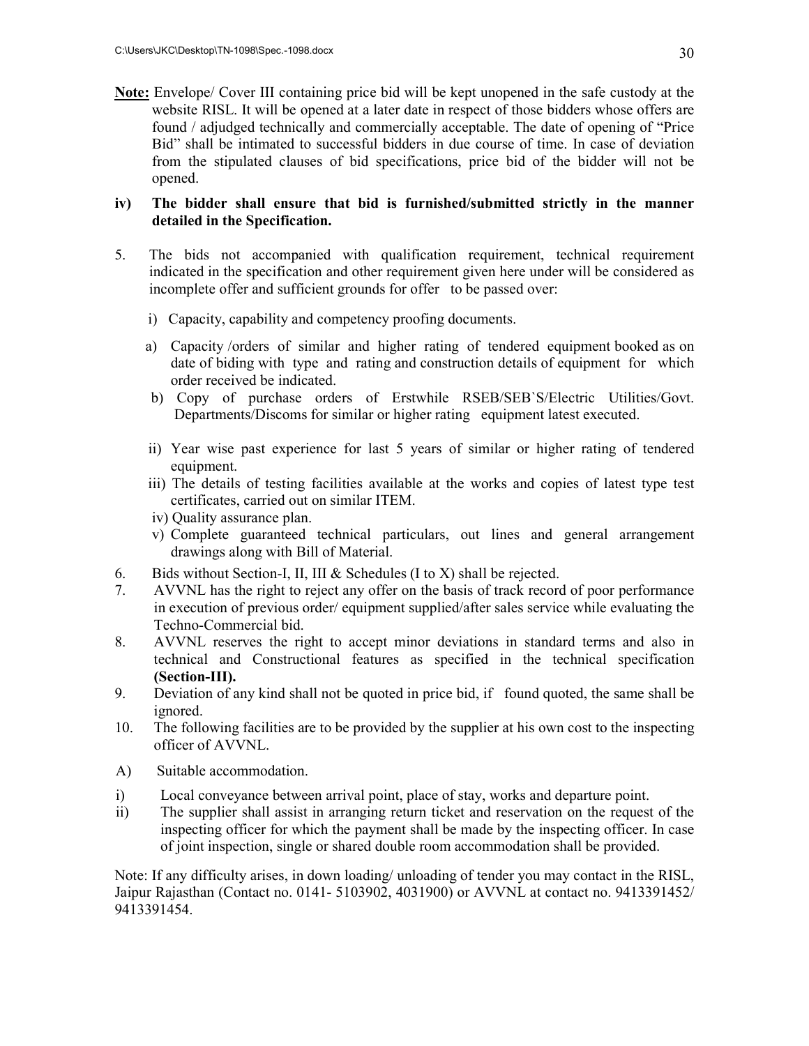**Note:** Envelope/ Cover III containing price bid will be kept unopened in the safe custody at the website RISL. It will be opened at a later date in respect of those bidders whose offers are found / adjudged technically and commercially acceptable. The date of opening of "Price Bid" shall be intimated to successful bidders in due course of time. In case of deviation from the stipulated clauses of bid specifications, price bid of the bidder will not be opened.

**iv) The bidder shall ensure that bid is furnished/submitted strictly in the manner detailed in the Specification.**

5. The bids not accompanied with qualification requirement, technical requirement indicated in the specification and other requirement given here under will be considered as incomplete offer and sufficient grounds for offer to be passed over:

   i) Capacity, capability and competency proofing documents.

   a) Capacity /orders of similar and higher rating of tendered equipment booked as on date of biding with type and rating and construction details of equipment for which order received be indicated.

   b) Copy of purchase orders of Erstwhile RSEB/SEB`S/Electric Utilities/Govt. Departments/Discoms for similar or higher rating equipment latest executed.

   ii) Year wise past experience for last 5 years of similar or higher rating of tendered equipment.

   iii) The details of testing facilities available at the works and copies of latest type test certificates, carried out on similar ITEM.

   iv) Quality assurance plan.

   v) Complete guaranteed technical particulars, out lines and general arrangement drawings along with Bill of Material.

6. Bids without Section-I, II, III & Schedules (I to X) shall be rejected.
7. AVVNL has the right to reject any offer on the basis of track record of poor performance in execution of previous order/ equipment supplied/after sales service while evaluating the Techno-Commercial bid.
8. AVVNL reserves the right to accept minor deviations in standard terms and also in technical and Constructional features as specified in the technical specification **(Section-III).**
9. Deviation of any kind shall not be quoted in price bid, if found quoted, the same shall be ignored.
10. The following facilities are to be provided by the supplier at his own cost to the inspecting officer of AVVNL.

A) Suitable accommodation.

i) Local conveyance between arrival point, place of stay, works and departure point.

ii) The supplier shall assist in arranging return ticket and reservation on the request of the inspecting officer for which the payment shall be made by the inspecting officer. In case of joint inspection, single or shared double room accommodation shall be provided.

Note: If any difficulty arises, in down loading/ unloading of tender you may contact in the RISL, Jaipur Rajasthan (Contact no. 0141- 5103902, 4031900) or AVVNL at contact no. 9413391452/ 9413391454.